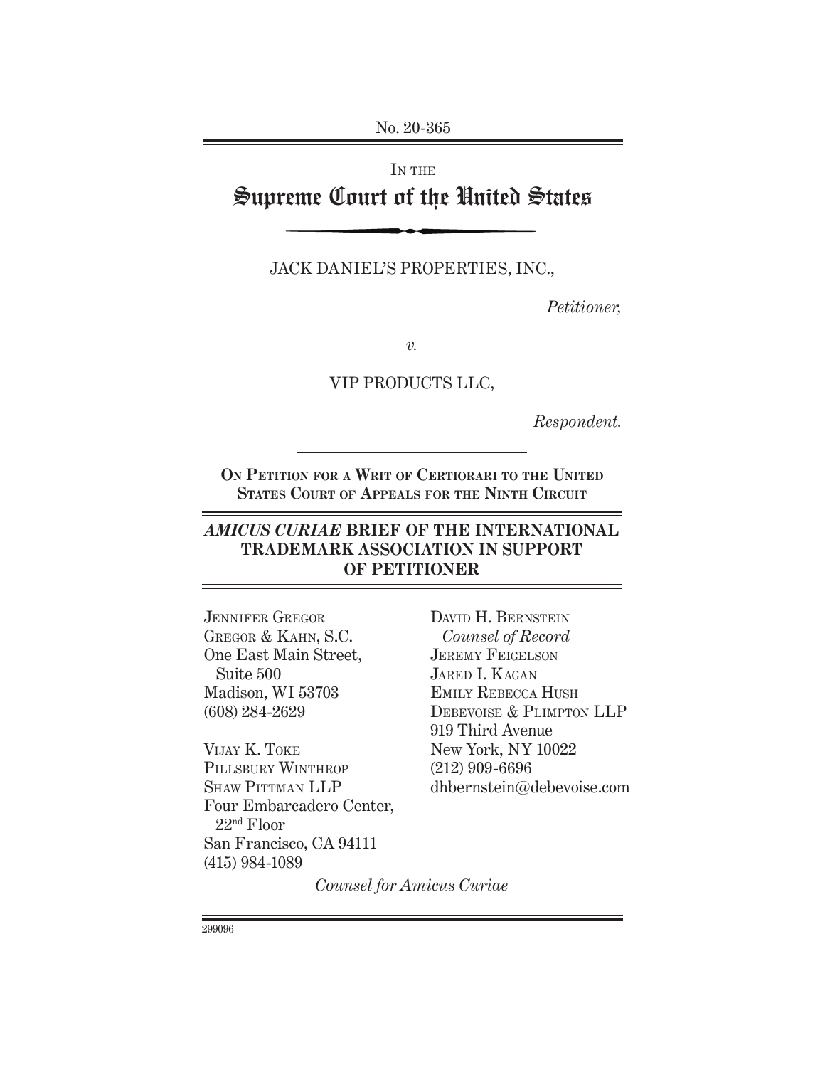No. 20-365

IN THE

# Supreme Court of the United States

JACK DANIEL'S PROPERTIES, INC.,

*Petitioner,*

*v.*

VIP PRODUCTS LLC,

*Respondent.*

**ON PETITION FOR A WRIT OF CERTIORARI TO THE UNITED STATES COURT OF APPEALS FOR THE NINTH CIRCUIT**

## *AMICUS CURIAE* BRIEF OF THE INTERNATIONAL TRADEMARK ASSOCIATION IN SUPPORT OF PETITIONER

JENNIFER GREGOR
GREGOR & KAHN, S.C.
One East Main Street,
Suite 500
Madison, WI 53703
(608) 284-2629

VIJAY K. TOKE
PILLSBURY WINTHROP
SHAW PITTMAN LLP
Four Embarcadero Center,
22nd Floor
San Francisco, CA 94111
(415) 984-1089

DAVID H. BERNSTEIN
*Counsel of Record*
JEREMY FEIGELSON
JARED I. KAGAN
EMILY REBECCA HUSH
DEBEVOISE & PLIMPTON LLP
919 Third Avenue
New York, NY 10022
(212) 909-6696
dhbernstein@debevoise.com

*Counsel for Amicus Curiae*

299096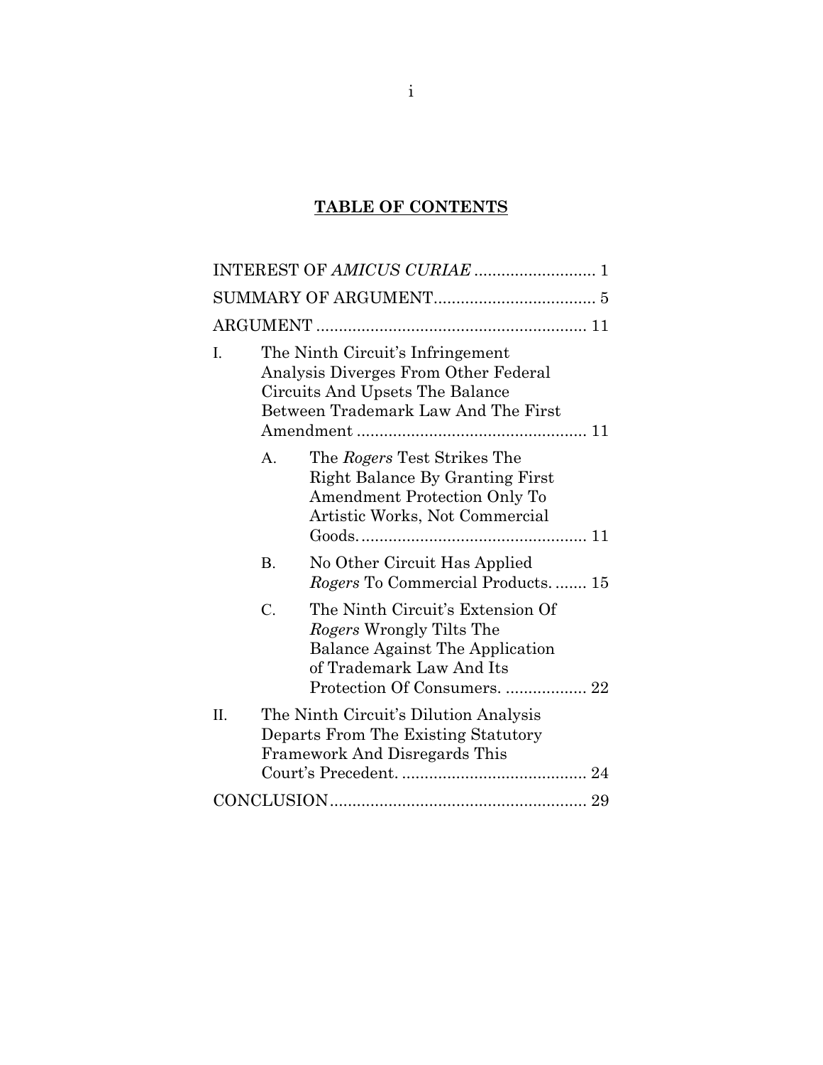## TABLE OF CONTENTS

INTEREST OF *AMICUS CURIAE* .......................... 1

SUMMARY OF ARGUMENT.................................. 5

ARGUMENT .......................................................... 11

I. The Ninth Circuit's Infringement Analysis Diverges From Other Federal Circuits And Upsets The Balance Between Trademark Law And The First Amendment .................................................. 11

   A. The *Rogers* Test Strikes The Right Balance By Granting First Amendment Protection Only To Artistic Works, Not Commercial Goods.................................................. 11

   B. No Other Circuit Has Applied *Rogers* To Commercial Products. ....... 15

   C. The Ninth Circuit's Extension Of *Rogers* Wrongly Tilts The Balance Against The Application of Trademark Law And Its Protection Of Consumers. .................. 22

II. The Ninth Circuit's Dilution Analysis Departs From The Existing Statutory Framework And Disregards This Court's Precedent. ......................................... 24

CONCLUSION......................................................... 29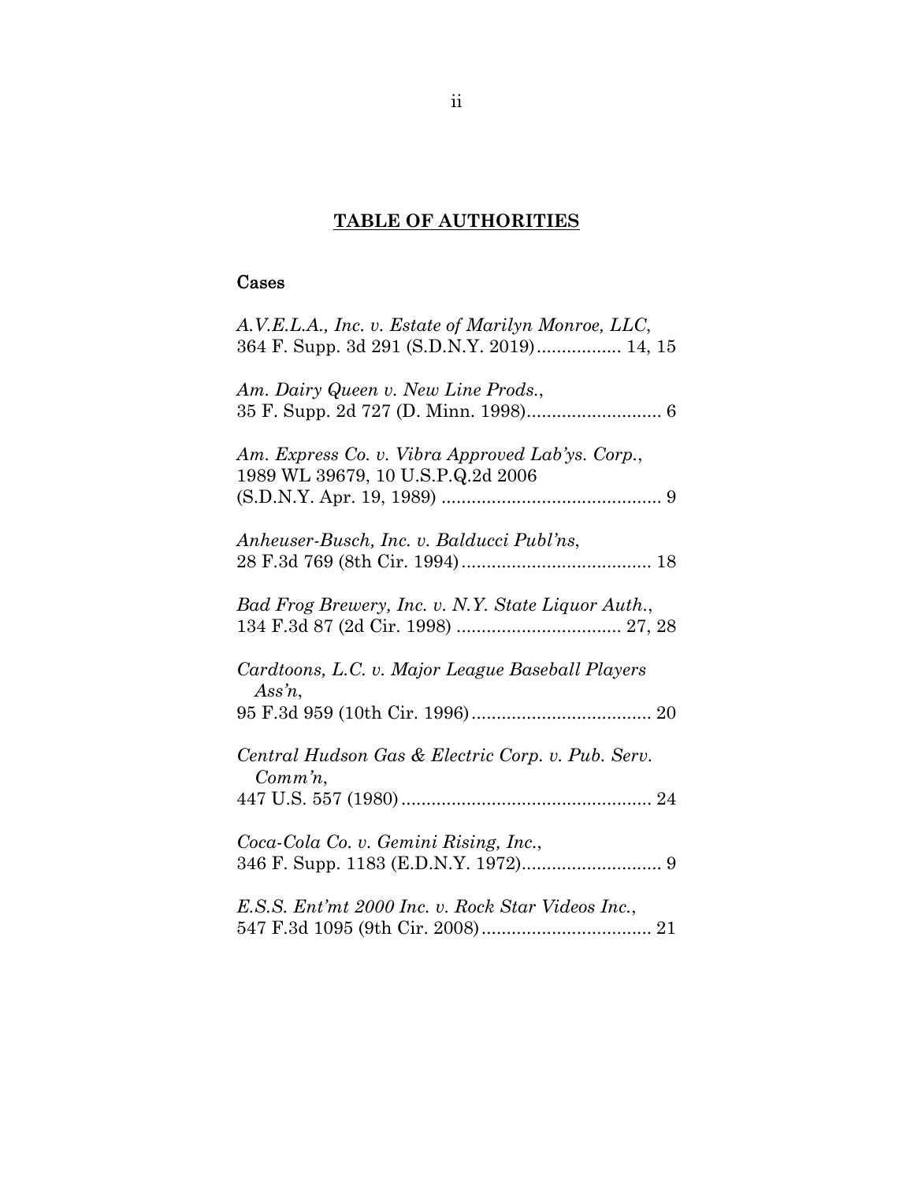## TABLE OF AUTHORITIES

### Cases

*A.V.E.L.A., Inc. v. Estate of Marilyn Monroe, LLC*,
364 F. Supp. 3d 291 (S.D.N.Y. 2019)................. 14, 15

*Am. Dairy Queen v. New Line Prods.*,
35 F. Supp. 2d 727 (D. Minn. 1998)........................... 6

*Am. Express Co. v. Vibra Approved Lab'ys. Corp.*,
1989 WL 39679, 10 U.S.P.Q.2d 2006
(S.D.N.Y. Apr. 19, 1989) ............................................ 9

*Anheuser-Busch, Inc. v. Balducci Publ'ns*,
28 F.3d 769 (8th Cir. 1994)...................................... 18

*Bad Frog Brewery, Inc. v. N.Y. State Liquor Auth.*,
134 F.3d 87 (2d Cir. 1998) ................................. 27, 28

*Cardtoons, L.C. v. Major League Baseball Players Ass'n*,
95 F.3d 959 (10th Cir. 1996).................................... 20

*Central Hudson Gas & Electric Corp. v. Pub. Serv. Comm'n*,
447 U.S. 557 (1980).................................................. 24

*Coca-Cola Co. v. Gemini Rising, Inc.*,
346 F. Supp. 1183 (E.D.N.Y. 1972)............................ 9

*E.S.S. Ent'mt 2000 Inc. v. Rock Star Videos Inc.*,
547 F.3d 1095 (9th Cir. 2008).................................. 21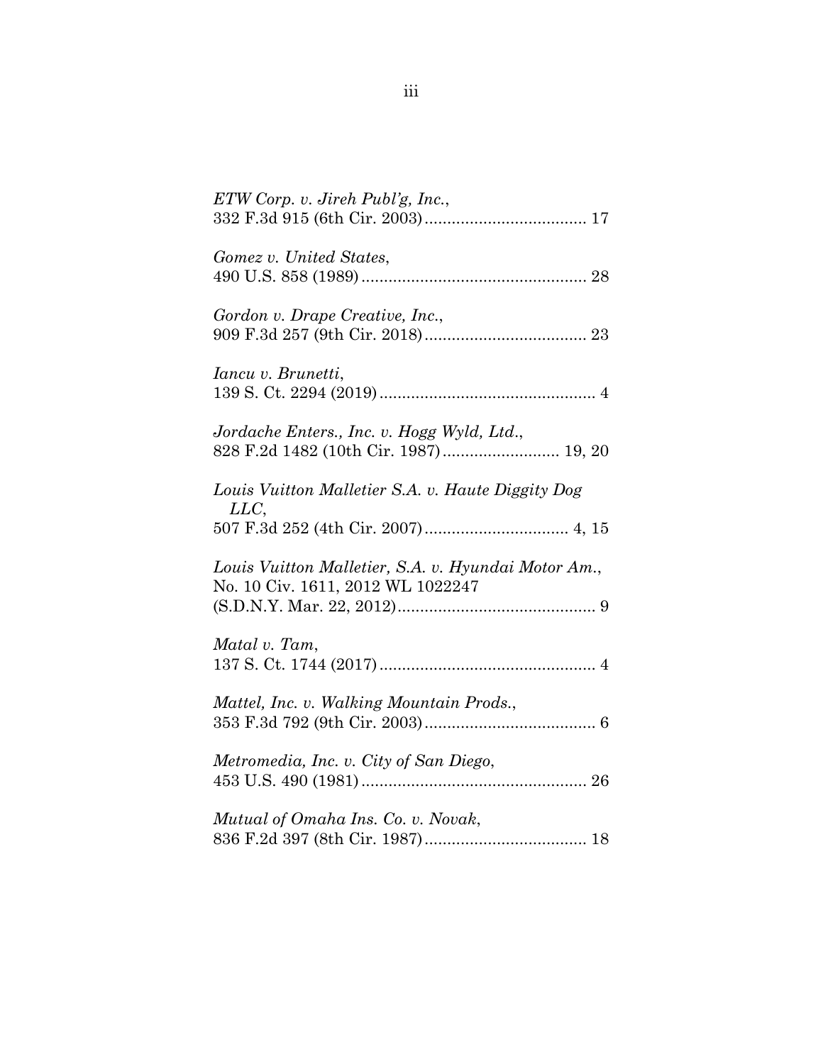*ETW Corp. v. Jireh Publ'g, Inc.*,
332 F.3d 915 (6th Cir. 2003) .................................... 17

*Gomez v. United States*,
490 U.S. 858 (1989) .................................................. 28

*Gordon v. Drape Creative, Inc.*,
909 F.3d 257 (9th Cir. 2018) .................................... 23

*Iancu v. Brunetti*,
139 S. Ct. 2294 (2019) ................................................ 4

*Jordache Enters., Inc. v. Hogg Wyld, Ltd.*,
828 F.2d 1482 (10th Cir. 1987) .......................... 19, 20

*Louis Vuitton Malletier S.A. v. Haute Diggity Dog LLC*,
507 F.3d 252 (4th Cir. 2007) ................................ 4, 15

*Louis Vuitton Malletier, S.A. v. Hyundai Motor Am.*,
No. 10 Civ. 1611, 2012 WL 1022247
(S.D.N.Y. Mar. 22, 2012) ............................................ 9

*Matal v. Tam*,
137 S. Ct. 1744 (2017) ................................................ 4

*Mattel, Inc. v. Walking Mountain Prods.*,
353 F.3d 792 (9th Cir. 2003) ...................................... 6

*Metromedia, Inc. v. City of San Diego*,
453 U.S. 490 (1981) .................................................. 26

*Mutual of Omaha Ins. Co. v. Novak*,
836 F.2d 397 (8th Cir. 1987) .................................... 18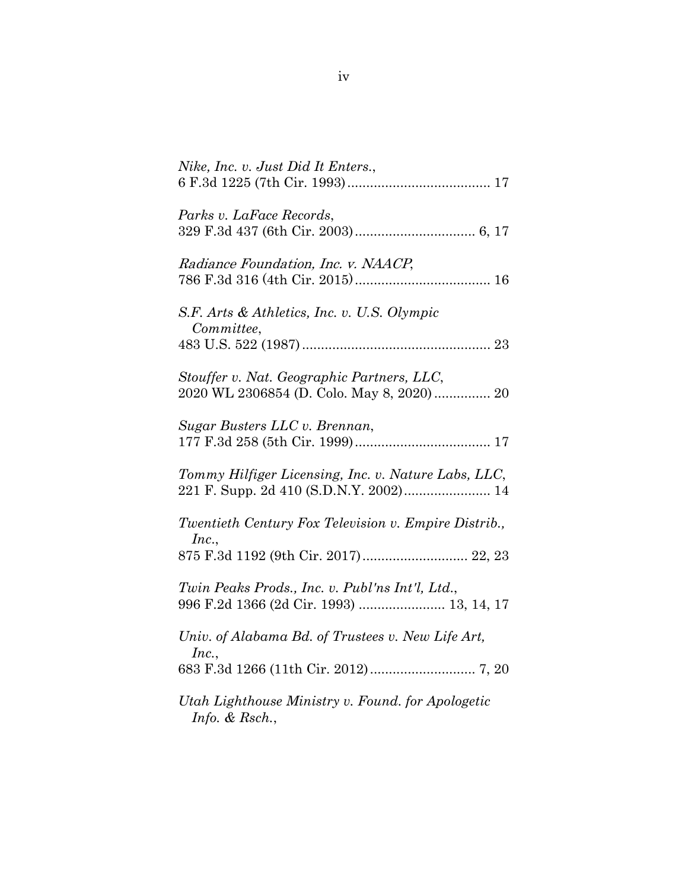*Nike, Inc. v. Just Did It Enters.*,
6 F.3d 1225 (7th Cir. 1993)...................................... 17

*Parks v. LaFace Records*,
329 F.3d 437 (6th Cir. 2003)................................ 6, 17

*Radiance Foundation, Inc. v. NAACP*,
786 F.3d 316 (4th Cir. 2015).................................... 16

*S.F. Arts & Athletics, Inc. v. U.S. Olympic Committee*,
483 U.S. 522 (1987).................................................. 23

*Stouffer v. Nat. Geographic Partners, LLC*,
2020 WL 2306854 (D. Colo. May 8, 2020)............... 20

*Sugar Busters LLC v. Brennan*,
177 F.3d 258 (5th Cir. 1999).................................... 17

*Tommy Hilfiger Licensing, Inc. v. Nature Labs, LLC*,
221 F. Supp. 2d 410 (S.D.N.Y. 2002)....................... 14

*Twentieth Century Fox Television v. Empire Distrib., Inc.*,
875 F.3d 1192 (9th Cir. 2017)............................ 22, 23

*Twin Peaks Prods., Inc. v. Publ'ns Int'l, Ltd.*,
996 F.2d 1366 (2d Cir. 1993) ....................... 13, 14, 17

*Univ. of Alabama Bd. of Trustees v. New Life Art, Inc.*,
683 F.3d 1266 (11th Cir. 2012)............................ 7, 20

*Utah Lighthouse Ministry v. Found. for Apologetic Info. & Rsch.*,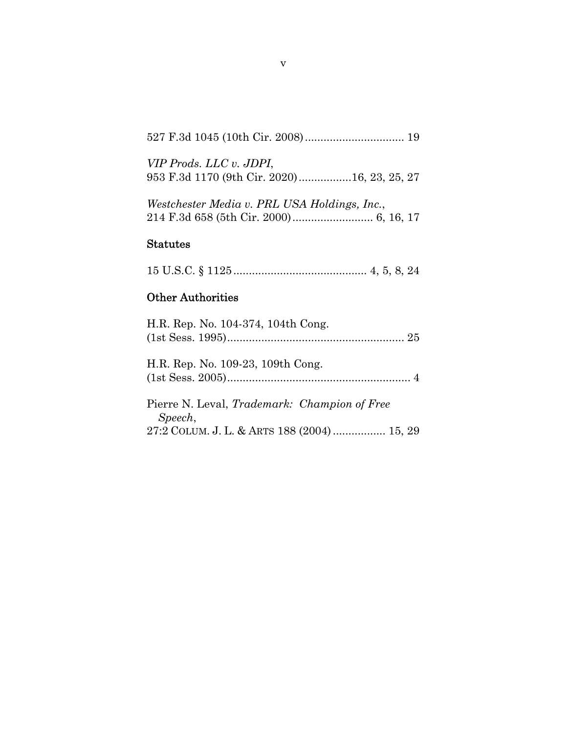527 F.3d 1045 (10th Cir. 2008)................................ 19

*VIP Prods. LLC v. JDPI*,
953 F.3d 1170 (9th Cir. 2020).................16, 23, 25, 27

*Westchester Media v. PRL USA Holdings, Inc.*,
214 F.3d 658 (5th Cir. 2000).......................... 6, 16, 17

### Statutes

15 U.S.C. § 1125........................................... 4, 5, 8, 24

### Other Authorities

H.R. Rep. No. 104-374, 104th Cong.
(1st Sess. 1995)......................................................... 25

H.R. Rep. No. 109-23, 109th Cong.
(1st Sess. 2005)........................................................... 4

Pierre N. Leval, *Trademark: Champion of Free Speech*,
27:2 COLUM. J. L. & ARTS 188 (2004)................. 15, 29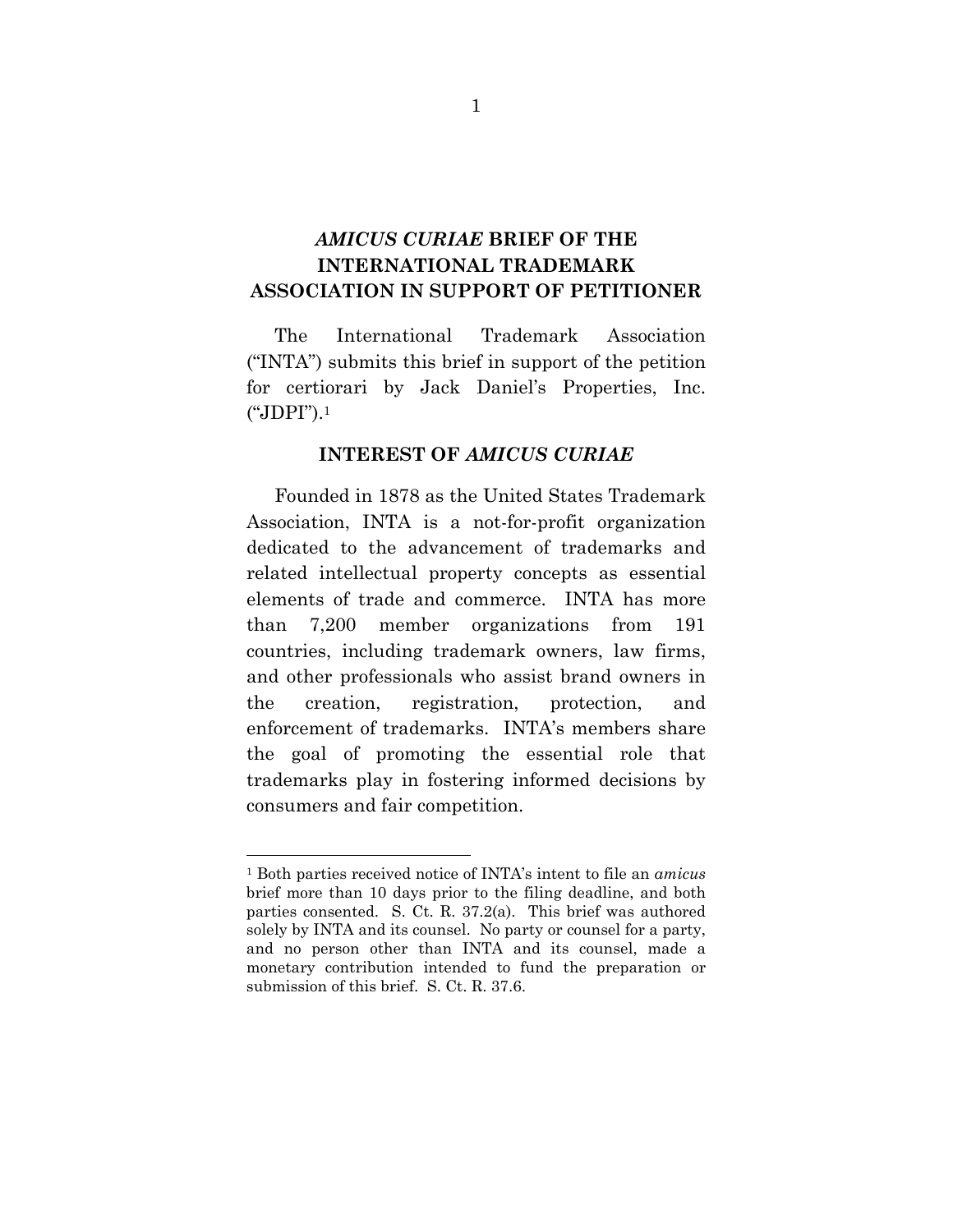# *AMICUS CURIAE* BRIEF OF THE INTERNATIONAL TRADEMARK ASSOCIATION IN SUPPORT OF PETITIONER

The International Trademark Association ("INTA") submits this brief in support of the petition for certiorari by Jack Daniel's Properties, Inc. ("JDPI").[1]

## INTEREST OF *AMICUS CURIAE*

Founded in 1878 as the United States Trademark Association, INTA is a not-for-profit organization dedicated to the advancement of trademarks and related intellectual property concepts as essential elements of trade and commerce. INTA has more than 7,200 member organizations from 191 countries, including trademark owners, law firms, and other professionals who assist brand owners in the creation, registration, protection, and enforcement of trademarks. INTA's members share the goal of promoting the essential role that trademarks play in fostering informed decisions by consumers and fair competition.

---

[1] Both parties received notice of INTA's intent to file an *amicus* brief more than 10 days prior to the filing deadline, and both parties consented. S. Ct. R. 37.2(a). This brief was authored solely by INTA and its counsel. No party or counsel for a party, and no person other than INTA and its counsel, made a monetary contribution intended to fund the preparation or submission of this brief. S. Ct. R. 37.6.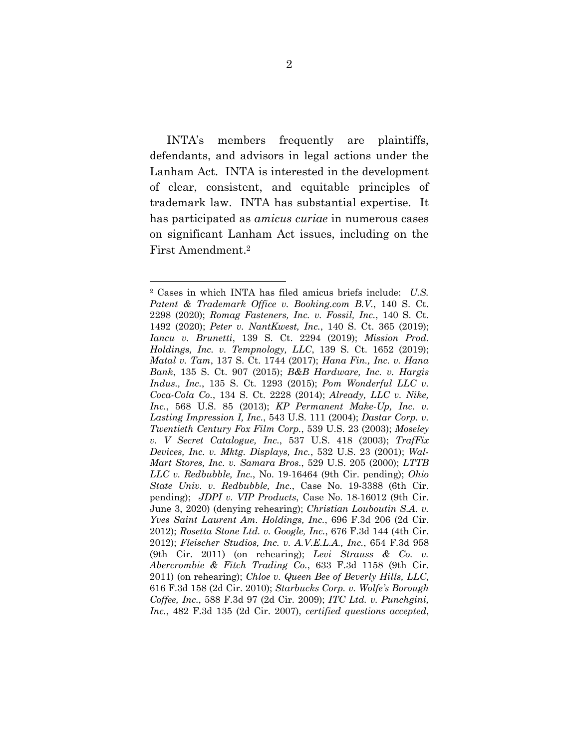INTA's members frequently are plaintiffs, defendants, and advisors in legal actions under the Lanham Act. INTA is interested in the development of clear, consistent, and equitable principles of trademark law. INTA has substantial expertise. It has participated as *amicus curiae* in numerous cases on significant Lanham Act issues, including on the First Amendment.[2]

---

[2] Cases in which INTA has filed amicus briefs include: *U.S. Patent & Trademark Office v. Booking.com B.V.*, 140 S. Ct. 2298 (2020); *Romag Fasteners, Inc. v. Fossil, Inc.*, 140 S. Ct. 1492 (2020); *Peter v. NantKwest, Inc.*, 140 S. Ct. 365 (2019); *Iancu v. Brunetti*, 139 S. Ct. 2294 (2019); *Mission Prod. Holdings, Inc. v. Tempnology, LLC*, 139 S. Ct. 1652 (2019); *Matal v. Tam*, 137 S. Ct. 1744 (2017); *Hana Fin., Inc. v. Hana Bank*, 135 S. Ct. 907 (2015); *B&B Hardware, Inc. v. Hargis Indus., Inc.*, 135 S. Ct. 1293 (2015); *Pom Wonderful LLC v. Coca-Cola Co.*, 134 S. Ct. 2228 (2014); *Already, LLC v. Nike, Inc.*, 568 U.S. 85 (2013); *KP Permanent Make-Up, Inc. v. Lasting Impression I, Inc.*, 543 U.S. 111 (2004); *Dastar Corp. v. Twentieth Century Fox Film Corp.*, 539 U.S. 23 (2003); *Moseley v. V Secret Catalogue, Inc.*, 537 U.S. 418 (2003); *TrafFix Devices, Inc. v. Mktg. Displays, Inc.*, 532 U.S. 23 (2001); *Wal-Mart Stores, Inc. v. Samara Bros.*, 529 U.S. 205 (2000); *LTTB LLC v. Redbubble, Inc.*, No. 19-16464 (9th Cir. pending); *Ohio State Univ. v. Redbubble, Inc.*, Case No. 19-3388 (6th Cir. pending); *JDPI v. VIP Products*, Case No. 18-16012 (9th Cir. June 3, 2020) (denying rehearing); *Christian Louboutin S.A. v. Yves Saint Laurent Am. Holdings, Inc.*, 696 F.3d 206 (2d Cir. 2012); *Rosetta Stone Ltd. v. Google, Inc.*, 676 F.3d 144 (4th Cir. 2012); *Fleischer Studios, Inc. v. A.V.E.L.A., Inc.*, 654 F.3d 958 (9th Cir. 2011) (on rehearing); *Levi Strauss & Co. v. Abercrombie & Fitch Trading Co.*, 633 F.3d 1158 (9th Cir. 2011) (on rehearing); *Chloe v. Queen Bee of Beverly Hills, LLC*, 616 F.3d 158 (2d Cir. 2010); *Starbucks Corp. v. Wolfe's Borough Coffee, Inc.*, 588 F.3d 97 (2d Cir. 2009); *ITC Ltd. v. Punchgini, Inc.*, 482 F.3d 135 (2d Cir. 2007), *certified questions accepted*,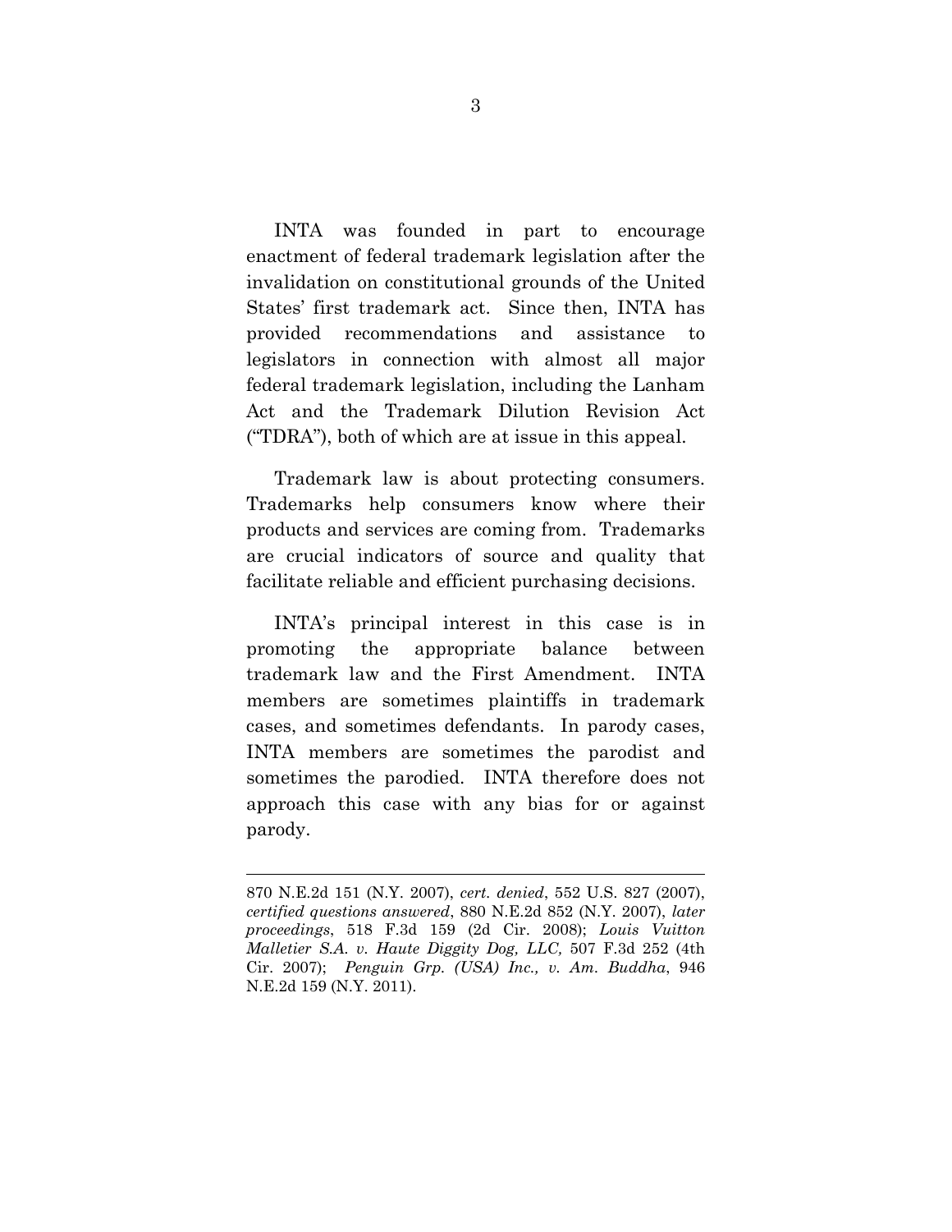INTA was founded in part to encourage enactment of federal trademark legislation after the invalidation on constitutional grounds of the United States' first trademark act. Since then, INTA has provided recommendations and assistance to legislators in connection with almost all major federal trademark legislation, including the Lanham Act and the Trademark Dilution Revision Act ("TDRA"), both of which are at issue in this appeal.

Trademark law is about protecting consumers. Trademarks help consumers know where their products and services are coming from. Trademarks are crucial indicators of source and quality that facilitate reliable and efficient purchasing decisions.

INTA's principal interest in this case is in promoting the appropriate balance between trademark law and the First Amendment. INTA members are sometimes plaintiffs in trademark cases, and sometimes defendants. In parody cases, INTA members are sometimes the parodist and sometimes the parodied. INTA therefore does not approach this case with any bias for or against parody.

---

870 N.E.2d 151 (N.Y. 2007), *cert. denied*, 552 U.S. 827 (2007), *certified questions answered*, 880 N.E.2d 852 (N.Y. 2007), *later proceedings*, 518 F.3d 159 (2d Cir. 2008); *Louis Vuitton Malletier S.A. v. Haute Diggity Dog, LLC,* 507 F.3d 252 (4th Cir. 2007); *Penguin Grp. (USA) Inc., v. Am. Buddha*, 946 N.E.2d 159 (N.Y. 2011).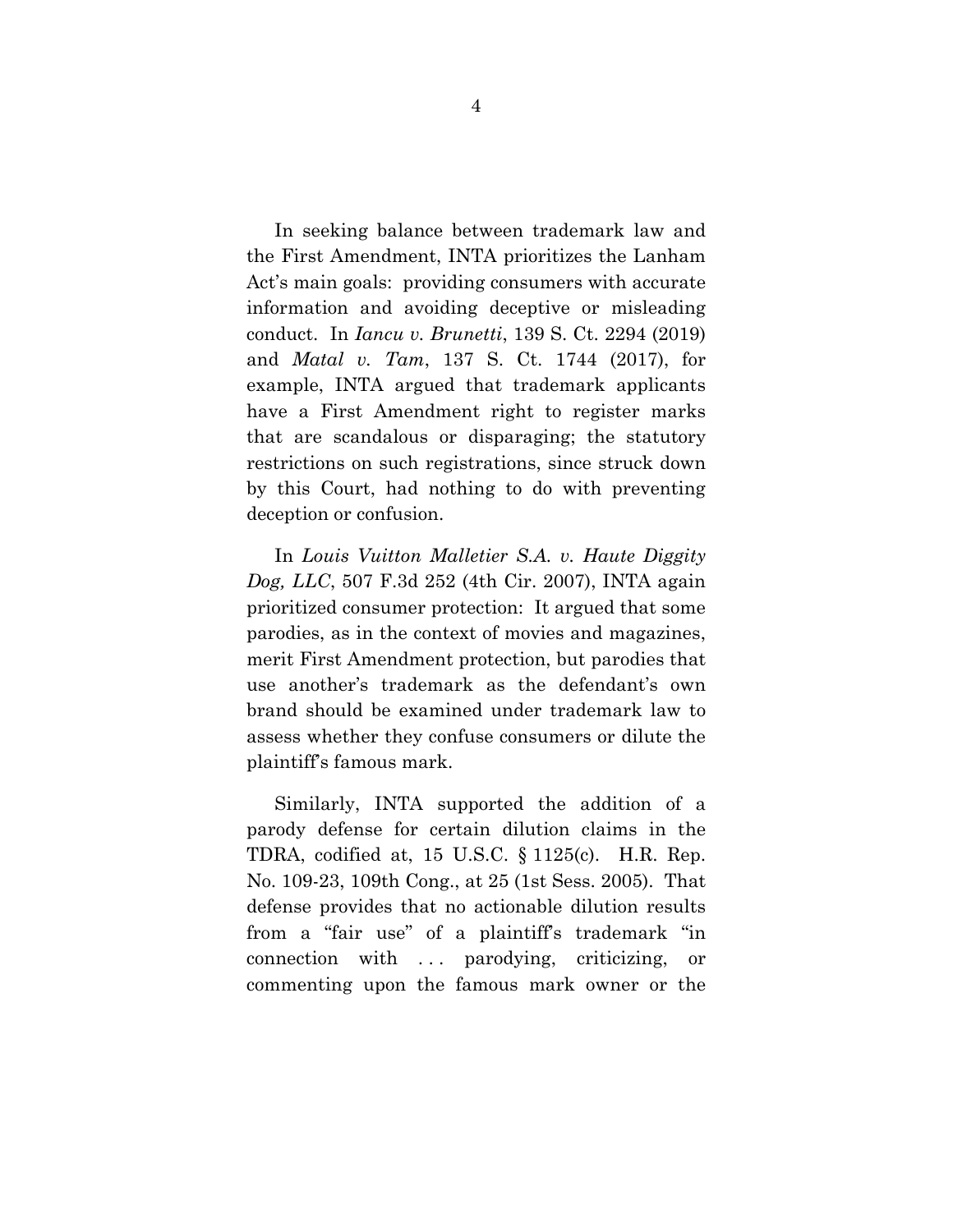In seeking balance between trademark law and the First Amendment, INTA prioritizes the Lanham Act's main goals: providing consumers with accurate information and avoiding deceptive or misleading conduct. In *Iancu v. Brunetti*, 139 S. Ct. 2294 (2019) and *Matal v. Tam*, 137 S. Ct. 1744 (2017), for example, INTA argued that trademark applicants have a First Amendment right to register marks that are scandalous or disparaging; the statutory restrictions on such registrations, since struck down by this Court, had nothing to do with preventing deception or confusion.

In *Louis Vuitton Malletier S.A. v. Haute Diggity Dog, LLC*, 507 F.3d 252 (4th Cir. 2007), INTA again prioritized consumer protection: It argued that some parodies, as in the context of movies and magazines, merit First Amendment protection, but parodies that use another's trademark as the defendant's own brand should be examined under trademark law to assess whether they confuse consumers or dilute the plaintiff's famous mark.

Similarly, INTA supported the addition of a parody defense for certain dilution claims in the TDRA, codified at, 15 U.S.C. § 1125(c). H.R. Rep. No. 109-23, 109th Cong., at 25 (1st Sess. 2005). That defense provides that no actionable dilution results from a "fair use" of a plaintiff's trademark "in connection with . . . parodying, criticizing, or commenting upon the famous mark owner or the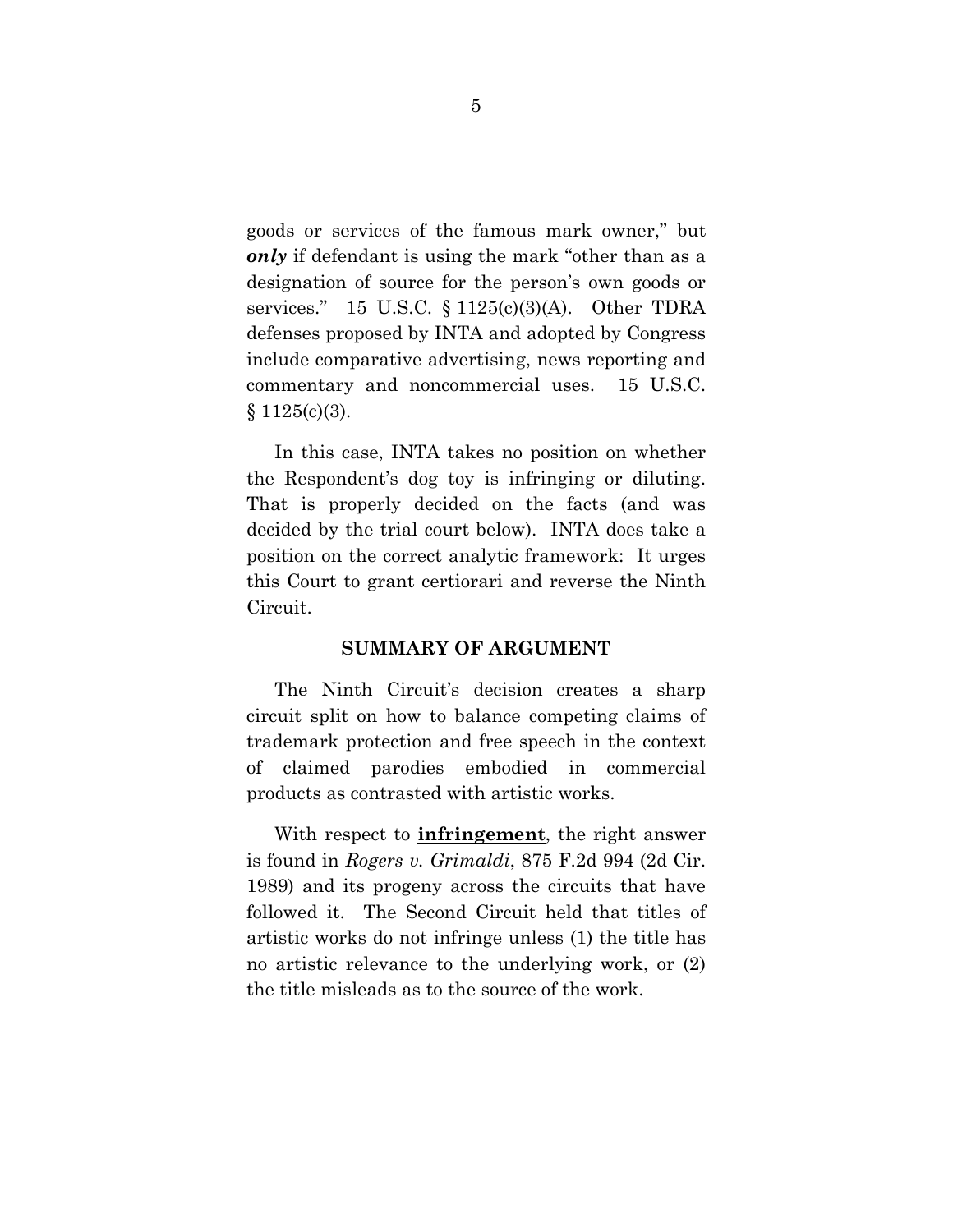goods or services of the famous mark owner," but ***only*** if defendant is using the mark "other than as a designation of source for the person's own goods or services." 15 U.S.C. § 1125(c)(3)(A). Other TDRA defenses proposed by INTA and adopted by Congress include comparative advertising, news reporting and commentary and noncommercial uses. 15 U.S.C. § 1125(c)(3).

In this case, INTA takes no position on whether the Respondent's dog toy is infringing or diluting. That is properly decided on the facts (and was decided by the trial court below). INTA does take a position on the correct analytic framework: It urges this Court to grant certiorari and reverse the Ninth Circuit.

## SUMMARY OF ARGUMENT

The Ninth Circuit's decision creates a sharp circuit split on how to balance competing claims of trademark protection and free speech in the context of claimed parodies embodied in commercial products as contrasted with artistic works.

With respect to **infringement**, the right answer is found in *Rogers v. Grimaldi*, 875 F.2d 994 (2d Cir. 1989) and its progeny across the circuits that have followed it. The Second Circuit held that titles of artistic works do not infringe unless (1) the title has no artistic relevance to the underlying work, or (2) the title misleads as to the source of the work.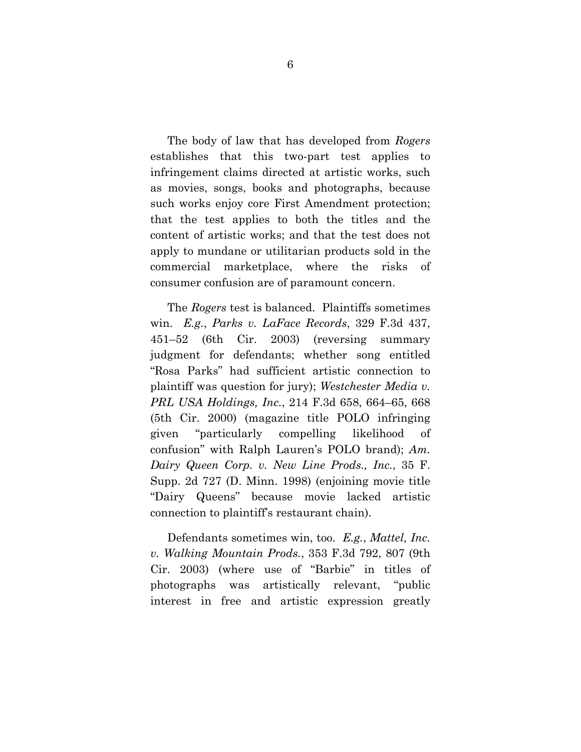The body of law that has developed from *Rogers* establishes that this two-part test applies to infringement claims directed at artistic works, such as movies, songs, books and photographs, because such works enjoy core First Amendment protection; that the test applies to both the titles and the content of artistic works; and that the test does not apply to mundane or utilitarian products sold in the commercial marketplace, where the risks of consumer confusion are of paramount concern.

The *Rogers* test is balanced. Plaintiffs sometimes win. *E.g.*, *Parks v. LaFace Records*, 329 F.3d 437, 451–52 (6th Cir. 2003) (reversing summary judgment for defendants; whether song entitled "Rosa Parks" had sufficient artistic connection to plaintiff was question for jury); *Westchester Media v. PRL USA Holdings, Inc.*, 214 F.3d 658, 664–65, 668 (5th Cir. 2000) (magazine title POLO infringing given "particularly compelling likelihood of confusion" with Ralph Lauren's POLO brand); *Am. Dairy Queen Corp. v. New Line Prods., Inc.*, 35 F. Supp. 2d 727 (D. Minn. 1998) (enjoining movie title "Dairy Queens" because movie lacked artistic connection to plaintiff's restaurant chain).

Defendants sometimes win, too. *E.g.*, *Mattel, Inc. v. Walking Mountain Prods.*, 353 F.3d 792, 807 (9th Cir. 2003) (where use of "Barbie" in titles of photographs was artistically relevant, "public interest in free and artistic expression greatly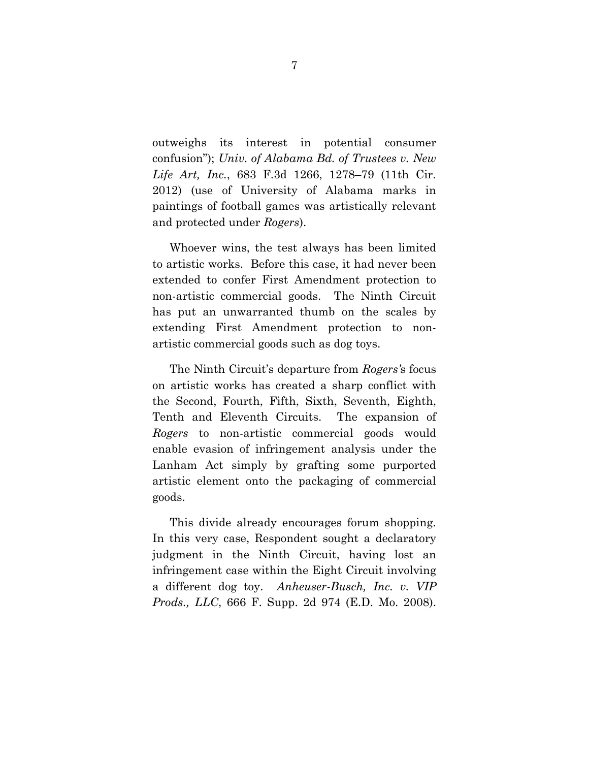outweighs its interest in potential consumer confusion"); *Univ. of Alabama Bd. of Trustees v. New Life Art, Inc.*, 683 F.3d 1266, 1278–79 (11th Cir. 2012) (use of University of Alabama marks in paintings of football games was artistically relevant and protected under *Rogers*).

Whoever wins, the test always has been limited to artistic works. Before this case, it had never been extended to confer First Amendment protection to non-artistic commercial goods. The Ninth Circuit has put an unwarranted thumb on the scales by extending First Amendment protection to non-artistic commercial goods such as dog toys.

The Ninth Circuit's departure from *Rogers's* focus on artistic works has created a sharp conflict with the Second, Fourth, Fifth, Sixth, Seventh, Eighth, Tenth and Eleventh Circuits. The expansion of *Rogers* to non-artistic commercial goods would enable evasion of infringement analysis under the Lanham Act simply by grafting some purported artistic element onto the packaging of commercial goods.

This divide already encourages forum shopping. In this very case, Respondent sought a declaratory judgment in the Ninth Circuit, having lost an infringement case within the Eight Circuit involving a different dog toy. *Anheuser-Busch, Inc. v. VIP Prods., LLC*, 666 F. Supp. 2d 974 (E.D. Mo. 2008).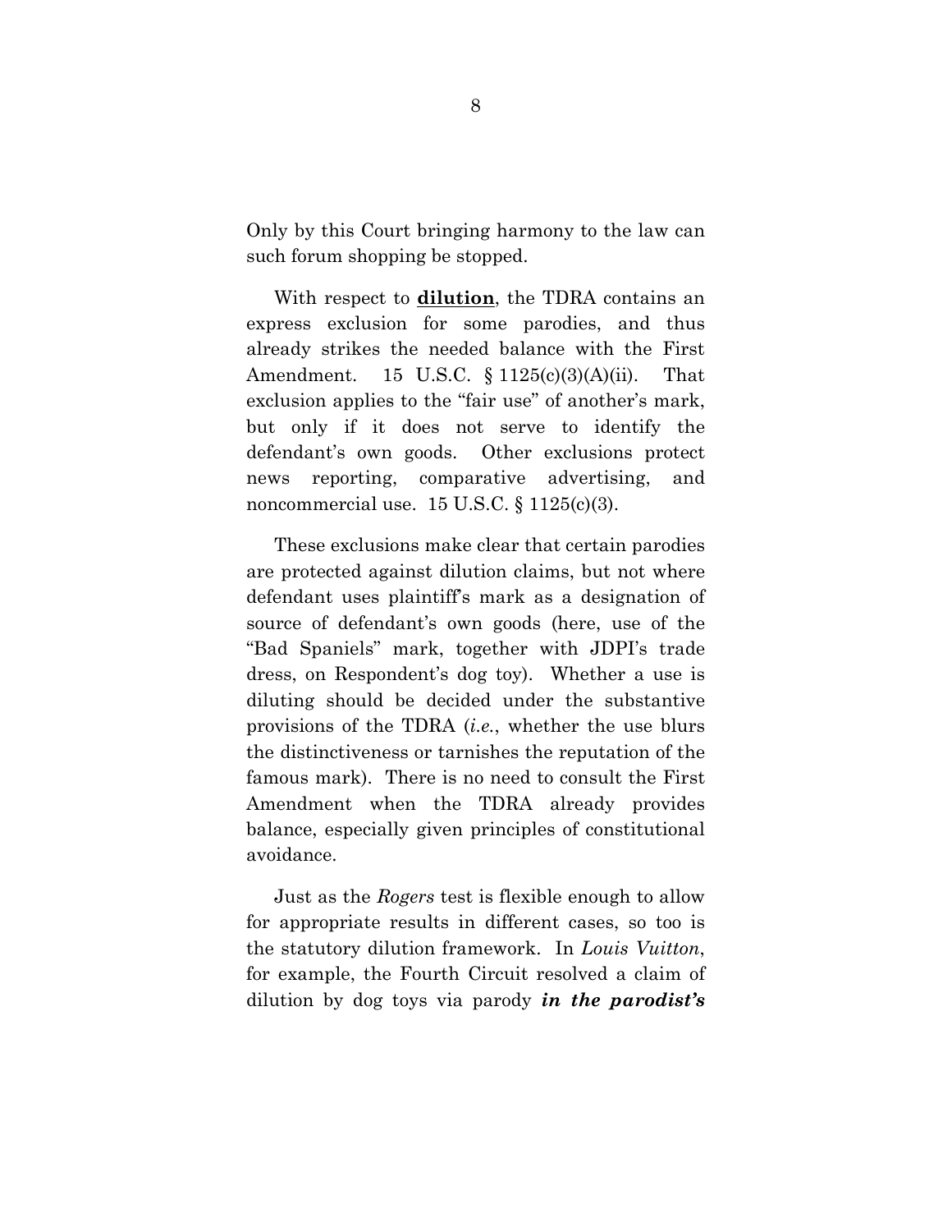Only by this Court bringing harmony to the law can such forum shopping be stopped.

With respect to **dilution**, the TDRA contains an express exclusion for some parodies, and thus already strikes the needed balance with the First Amendment. 15 U.S.C. § 1125(c)(3)(A)(ii). That exclusion applies to the "fair use" of another's mark, but only if it does not serve to identify the defendant's own goods. Other exclusions protect news reporting, comparative advertising, and noncommercial use. 15 U.S.C. § 1125(c)(3).

These exclusions make clear that certain parodies are protected against dilution claims, but not where defendant uses plaintiff's mark as a designation of source of defendant's own goods (here, use of the "Bad Spaniels" mark, together with JDPI's trade dress, on Respondent's dog toy). Whether a use is diluting should be decided under the substantive provisions of the TDRA (*i.e.*, whether the use blurs the distinctiveness or tarnishes the reputation of the famous mark). There is no need to consult the First Amendment when the TDRA already provides balance, especially given principles of constitutional avoidance.

Just as the *Rogers* test is flexible enough to allow for appropriate results in different cases, so too is the statutory dilution framework. In *Louis Vuitton*, for example, the Fourth Circuit resolved a claim of dilution by dog toys via parody ***in the parodist's***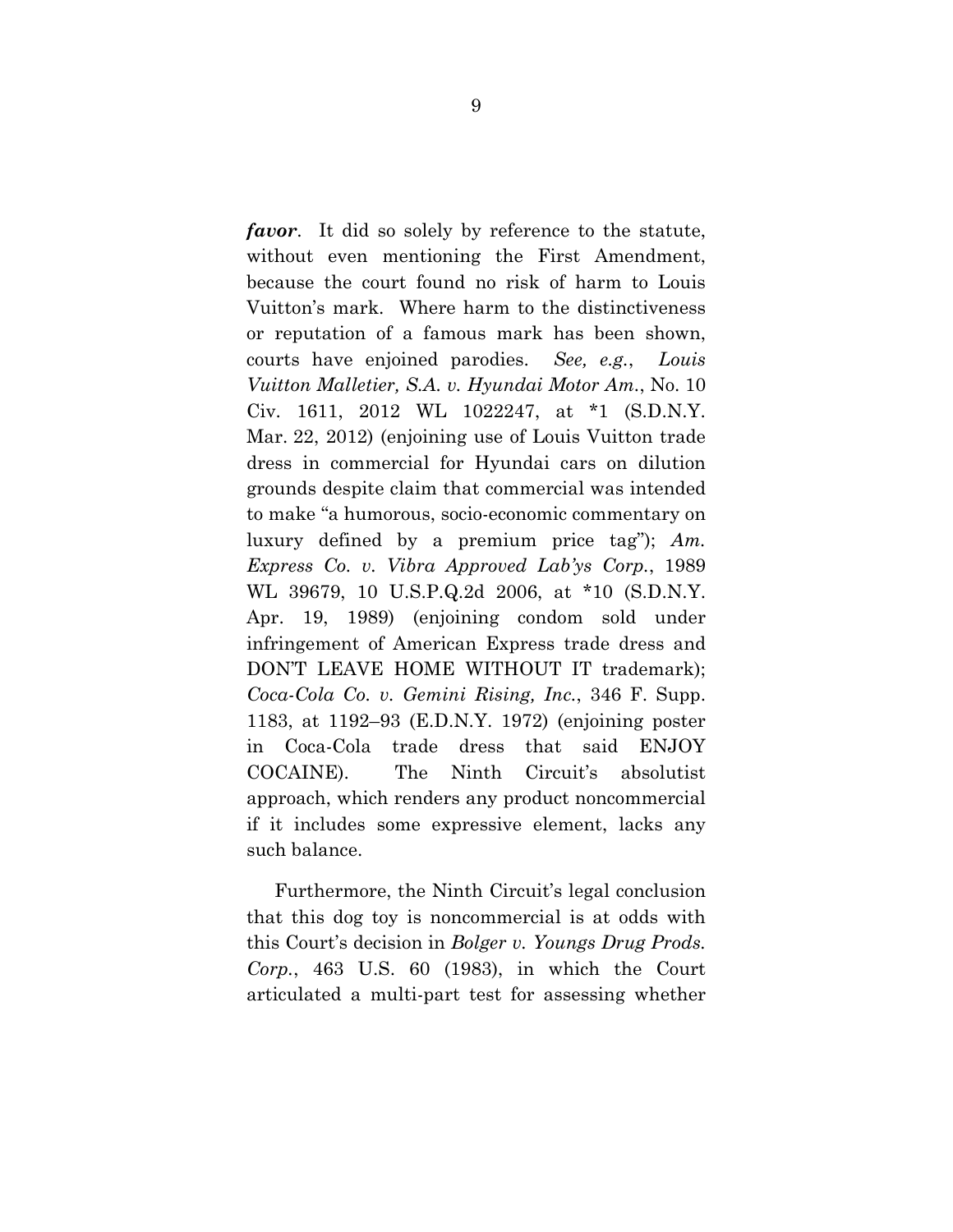***favor***. It did so solely by reference to the statute, without even mentioning the First Amendment, because the court found no risk of harm to Louis Vuitton's mark. Where harm to the distinctiveness or reputation of a famous mark has been shown, courts have enjoined parodies. *See, e.g.*, *Louis Vuitton Malletier, S.A. v. Hyundai Motor Am.*, No. 10 Civ. 1611, 2012 WL 1022247, at *1 (S.D.N.Y. Mar. 22, 2012) (enjoining use of Louis Vuitton trade dress in commercial for Hyundai cars on dilution grounds despite claim that commercial was intended to make "a humorous, socio-economic commentary on luxury defined by a premium price tag"); *Am. Express Co. v. Vibra Approved Lab'ys Corp.*, 1989 WL 39679, 10 U.S.P.Q.2d 2006, at *10 (S.D.N.Y. Apr. 19, 1989) (enjoining condom sold under infringement of American Express trade dress and DON'T LEAVE HOME WITHOUT IT trademark); *Coca-Cola Co. v. Gemini Rising, Inc.*, 346 F. Supp. 1183, at 1192–93 (E.D.N.Y. 1972) (enjoining poster in Coca-Cola trade dress that said ENJOY COCAINE). The Ninth Circuit's absolutist approach, which renders any product noncommercial if it includes some expressive element, lacks any such balance.

Furthermore, the Ninth Circuit's legal conclusion that this dog toy is noncommercial is at odds with this Court's decision in *Bolger v. Youngs Drug Prods. Corp.*, 463 U.S. 60 (1983), in which the Court articulated a multi-part test for assessing whether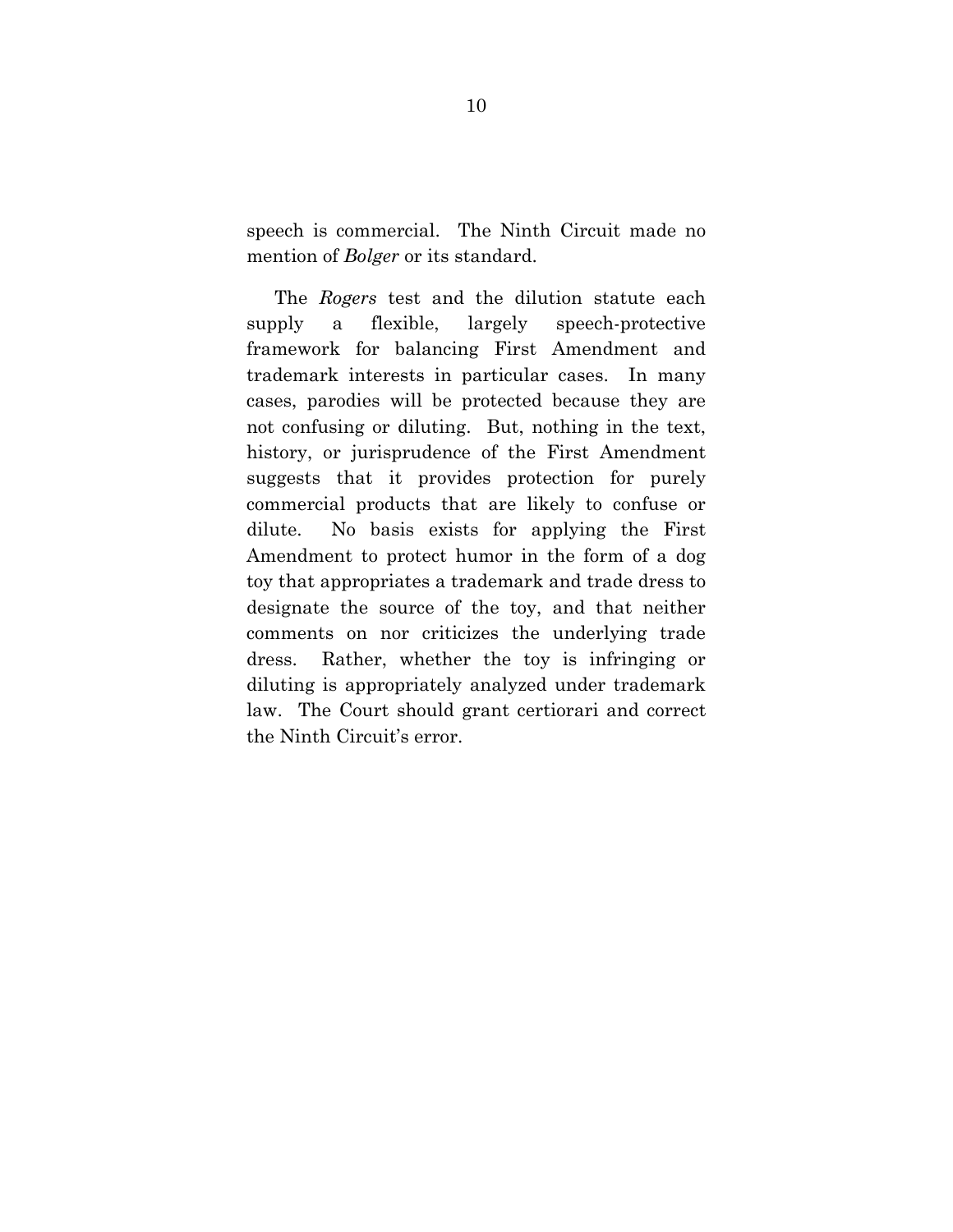speech is commercial. The Ninth Circuit made no mention of *Bolger* or its standard.

The *Rogers* test and the dilution statute each supply a flexible, largely speech-protective framework for balancing First Amendment and trademark interests in particular cases. In many cases, parodies will be protected because they are not confusing or diluting. But, nothing in the text, history, or jurisprudence of the First Amendment suggests that it provides protection for purely commercial products that are likely to confuse or dilute. No basis exists for applying the First Amendment to protect humor in the form of a dog toy that appropriates a trademark and trade dress to designate the source of the toy, and that neither comments on nor criticizes the underlying trade dress. Rather, whether the toy is infringing or diluting is appropriately analyzed under trademark law. The Court should grant certiorari and correct the Ninth Circuit's error.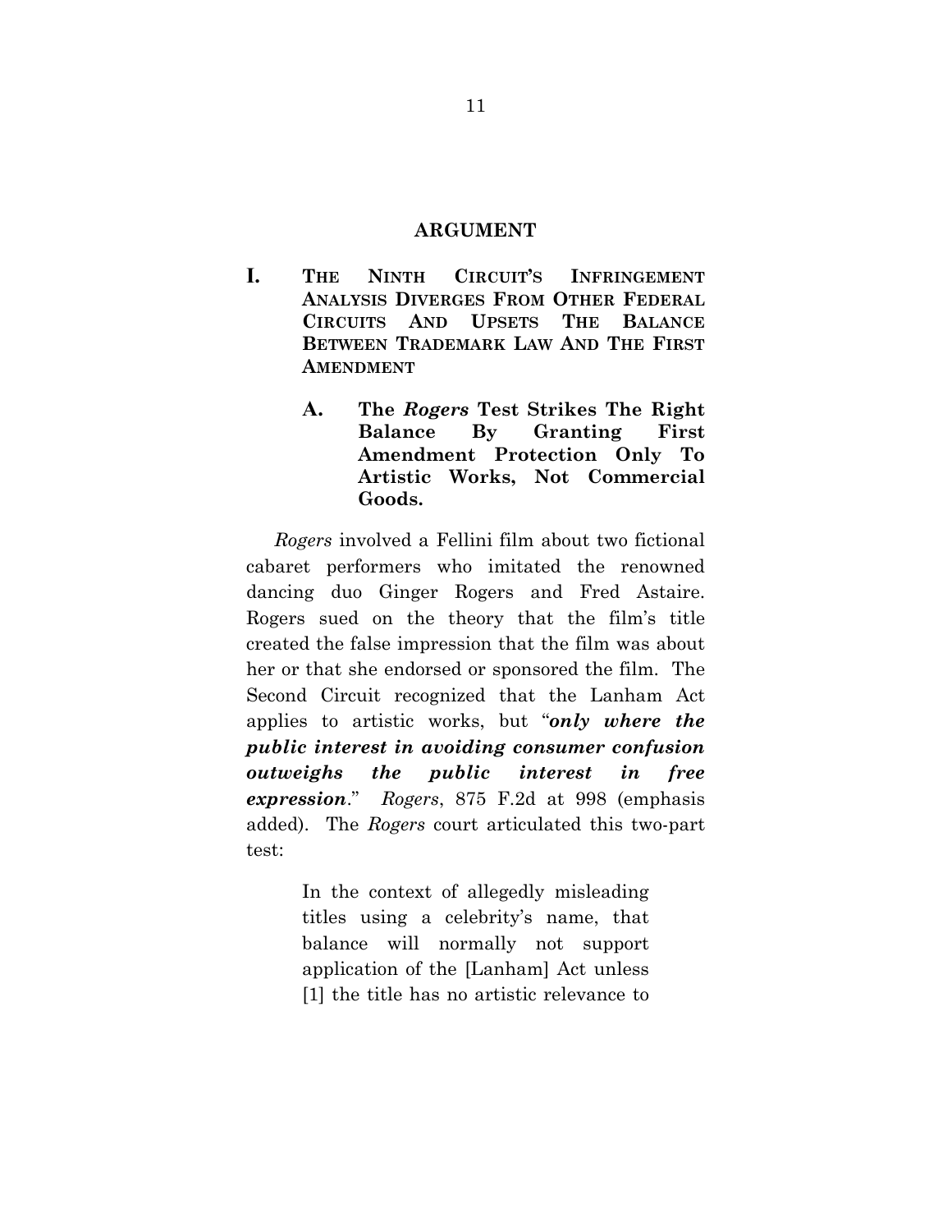## ARGUMENT

### I. THE NINTH CIRCUIT'S INFRINGEMENT ANALYSIS DIVERGES FROM OTHER FEDERAL CIRCUITS AND UPSETS THE BALANCE BETWEEN TRADEMARK LAW AND THE FIRST AMENDMENT

#### A. The *Rogers* Test Strikes The Right Balance By Granting First Amendment Protection Only To Artistic Works, Not Commercial Goods.

*Rogers* involved a Fellini film about two fictional cabaret performers who imitated the renowned dancing duo Ginger Rogers and Fred Astaire. Rogers sued on the theory that the film's title created the false impression that the film was about her or that she endorsed or sponsored the film. The Second Circuit recognized that the Lanham Act applies to artistic works, but "***only where the public interest in avoiding consumer confusion outweighs the public interest in free expression***." *Rogers*, 875 F.2d at 998 (emphasis added). The *Rogers* court articulated this two-part test:

> In the context of allegedly misleading titles using a celebrity's name, that balance will normally not support application of the [Lanham] Act unless [1] the title has no artistic relevance to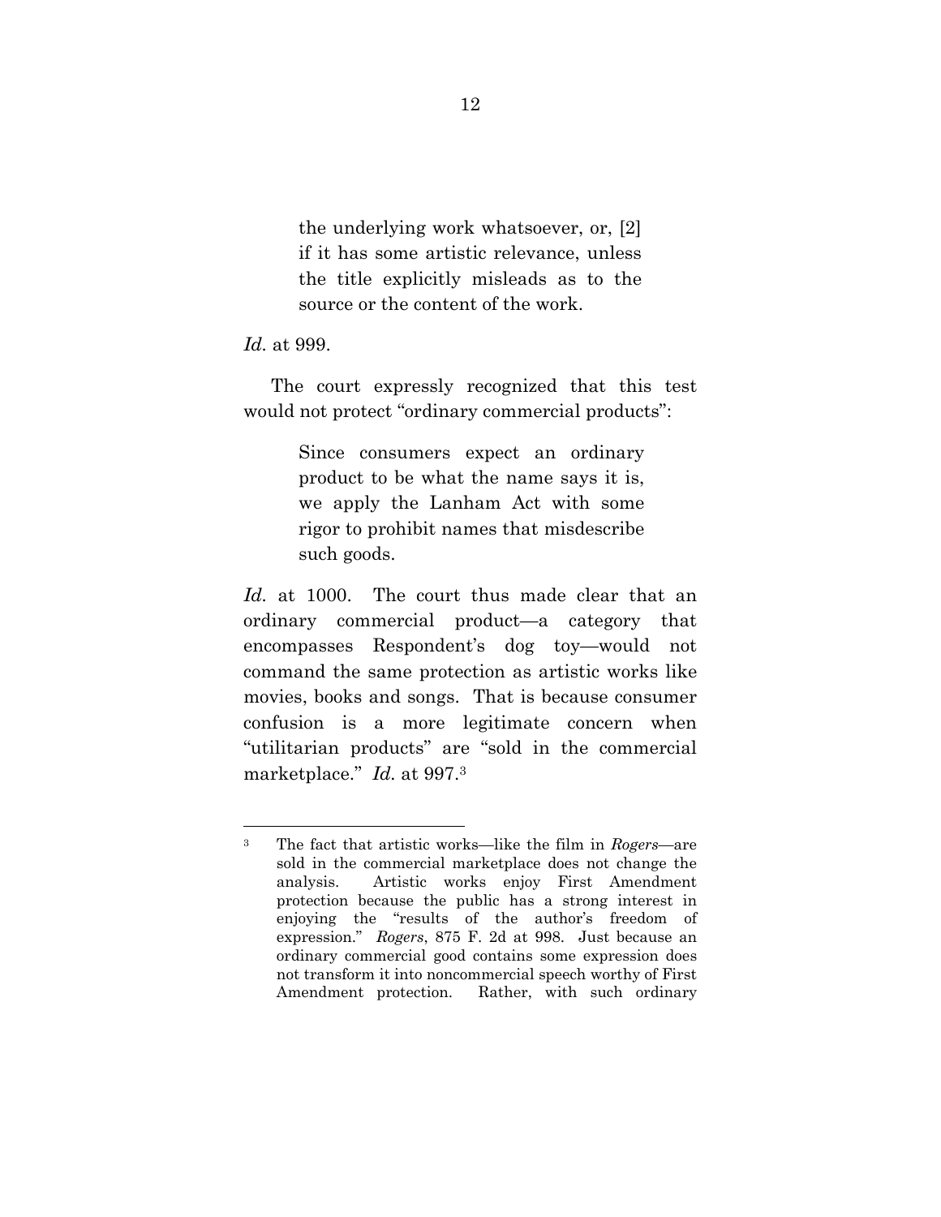> the underlying work whatsoever, or, [2] if it has some artistic relevance, unless the title explicitly misleads as to the source or the content of the work.

*Id.* at 999.

The court expressly recognized that this test would not protect "ordinary commercial products":

> Since consumers expect an ordinary product to be what the name says it is, we apply the Lanham Act with some rigor to prohibit names that misdescribe such goods.

*Id.* at 1000. The court thus made clear that an ordinary commercial product—a category that encompasses Respondent's dog toy—would not command the same protection as artistic works like movies, books and songs. That is because consumer confusion is a more legitimate concern when "utilitarian products" are "sold in the commercial marketplace." *Id.* at 997.[3]

---

[3] The fact that artistic works—like the film in *Rogers*—are sold in the commercial marketplace does not change the analysis. Artistic works enjoy First Amendment protection because the public has a strong interest in enjoying the "results of the author's freedom of expression." *Rogers*, 875 F. 2d at 998. Just because an ordinary commercial good contains some expression does not transform it into noncommercial speech worthy of First Amendment protection. Rather, with such ordinary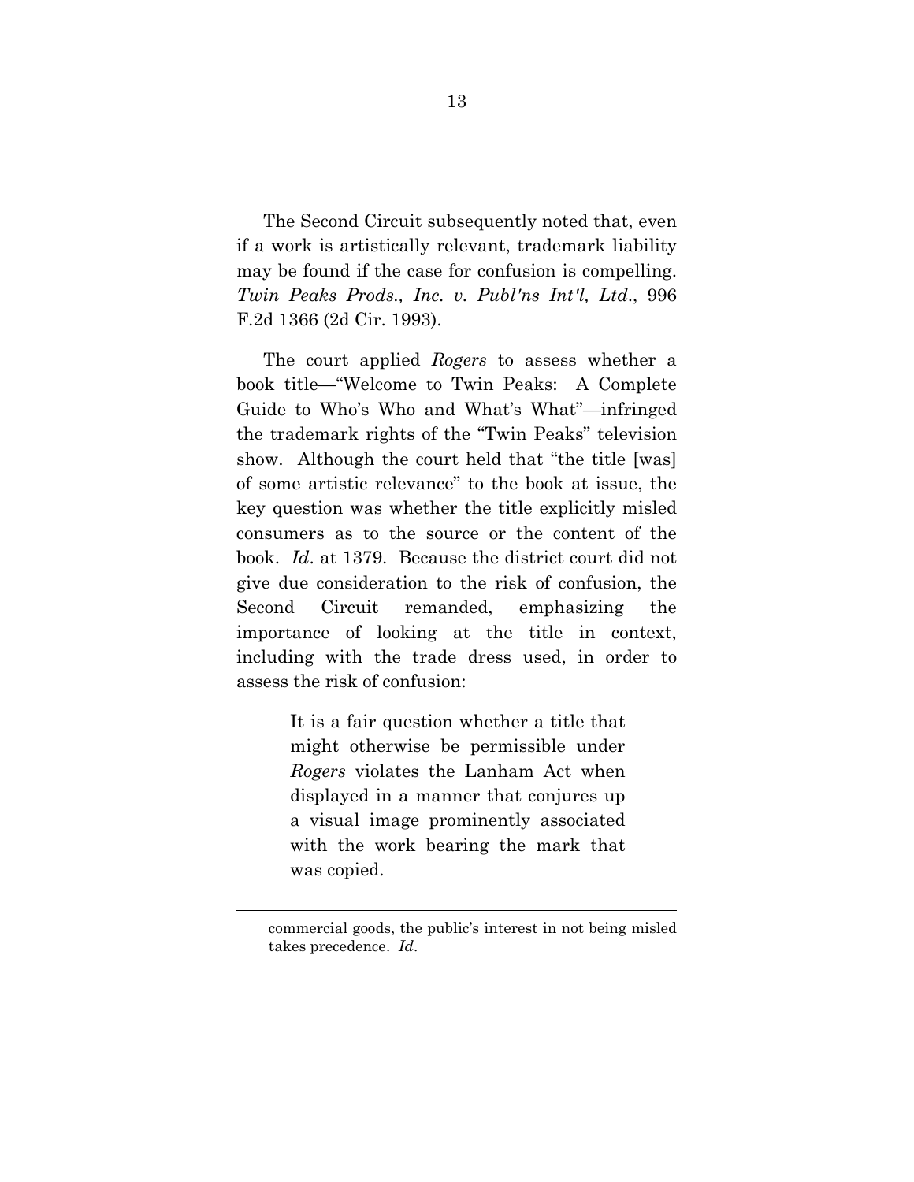The Second Circuit subsequently noted that, even if a work is artistically relevant, trademark liability may be found if the case for confusion is compelling. *Twin Peaks Prods., Inc. v. Publ'ns Int'l, Ltd.*, 996 F.2d 1366 (2d Cir. 1993).

The court applied *Rogers* to assess whether a book title—"Welcome to Twin Peaks: A Complete Guide to Who's Who and What's What"—infringed the trademark rights of the "Twin Peaks" television show. Although the court held that "the title [was] of some artistic relevance" to the book at issue, the key question was whether the title explicitly misled consumers as to the source or the content of the book. *Id*. at 1379. Because the district court did not give due consideration to the risk of confusion, the Second Circuit remanded, emphasizing the importance of looking at the title in context, including with the trade dress used, in order to assess the risk of confusion:

> It is a fair question whether a title that might otherwise be permissible under *Rogers* violates the Lanham Act when displayed in a manner that conjures up a visual image prominently associated with the work bearing the mark that was copied.

---

commercial goods, the public's interest in not being misled takes precedence. *Id*.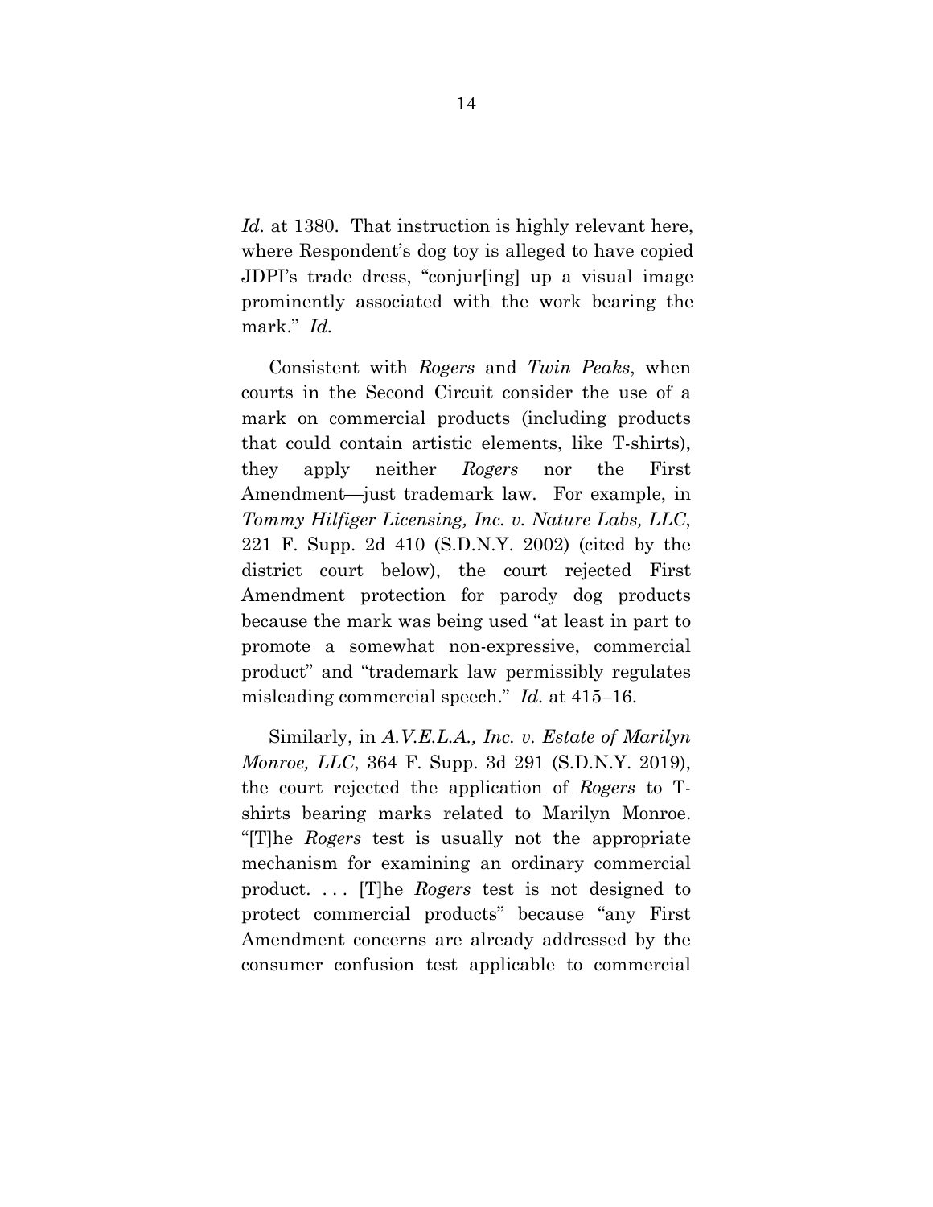*Id.* at 1380. That instruction is highly relevant here, where Respondent's dog toy is alleged to have copied JDPI's trade dress, "conjur[ing] up a visual image prominently associated with the work bearing the mark." *Id.*

Consistent with *Rogers* and *Twin Peaks*, when courts in the Second Circuit consider the use of a mark on commercial products (including products that could contain artistic elements, like T-shirts), they apply neither *Rogers* nor the First Amendment—just trademark law. For example, in *Tommy Hilfiger Licensing, Inc. v. Nature Labs, LLC*, 221 F. Supp. 2d 410 (S.D.N.Y. 2002) (cited by the district court below), the court rejected First Amendment protection for parody dog products because the mark was being used "at least in part to promote a somewhat non-expressive, commercial product" and "trademark law permissibly regulates misleading commercial speech." *Id.* at 415–16.

Similarly, in *A.V.E.L.A., Inc. v. Estate of Marilyn Monroe, LLC*, 364 F. Supp. 3d 291 (S.D.N.Y. 2019), the court rejected the application of *Rogers* to T-shirts bearing marks related to Marilyn Monroe. "[T]he *Rogers* test is usually not the appropriate mechanism for examining an ordinary commercial product. . . . [T]he *Rogers* test is not designed to protect commercial products" because "any First Amendment concerns are already addressed by the consumer confusion test applicable to commercial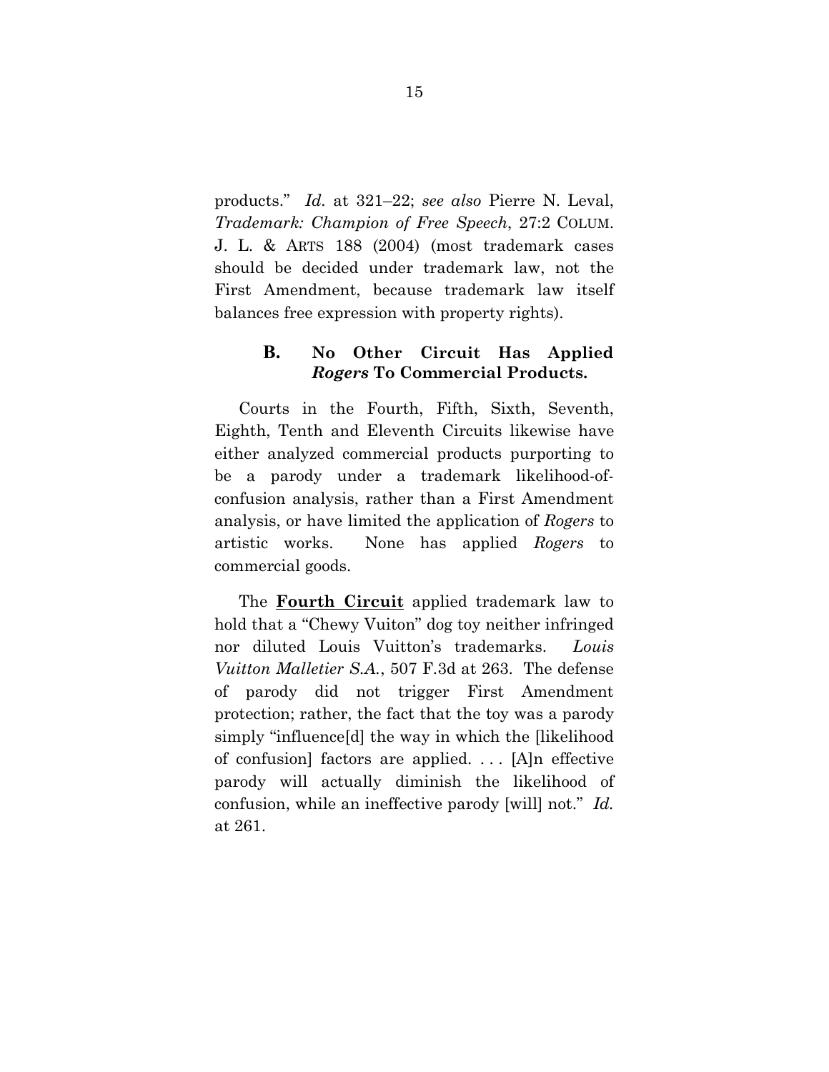products." *Id.* at 321–22; *see also* Pierre N. Leval, *Trademark: Champion of Free Speech*, 27:2 COLUM. J. L. & ARTS 188 (2004) (most trademark cases should be decided under trademark law, not the First Amendment, because trademark law itself balances free expression with property rights).

### B. No Other Circuit Has Applied *Rogers* To Commercial Products.

Courts in the Fourth, Fifth, Sixth, Seventh, Eighth, Tenth and Eleventh Circuits likewise have either analyzed commercial products purporting to be a parody under a trademark likelihood-of-confusion analysis, rather than a First Amendment analysis, or have limited the application of *Rogers* to artistic works. None has applied *Rogers* to commercial goods.

The **Fourth Circuit** applied trademark law to hold that a "Chewy Vuiton" dog toy neither infringed nor diluted Louis Vuitton's trademarks. *Louis Vuitton Malletier S.A.*, 507 F.3d at 263. The defense of parody did not trigger First Amendment protection; rather, the fact that the toy was a parody simply "influence[d] the way in which the [likelihood of confusion] factors are applied. . . . [A]n effective parody will actually diminish the likelihood of confusion, while an ineffective parody [will] not." *Id.* at 261.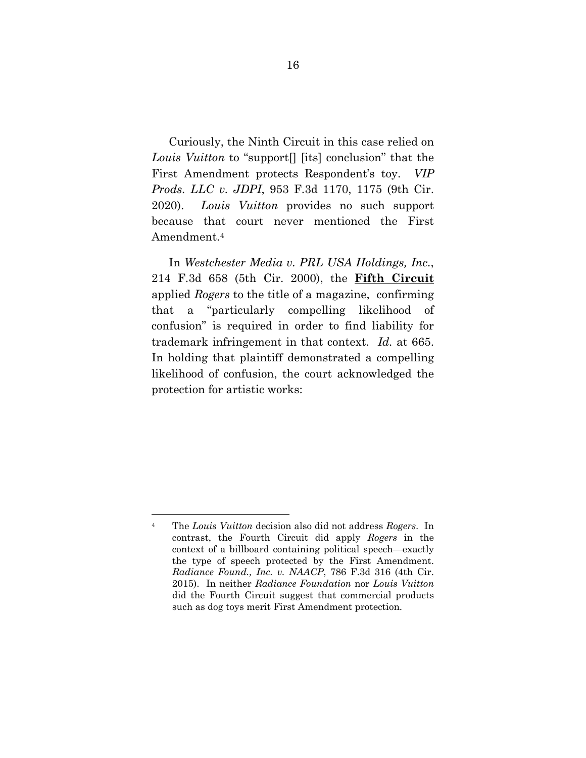Curiously, the Ninth Circuit in this case relied on *Louis Vuitton* to "support[] [its] conclusion" that the First Amendment protects Respondent's toy. *VIP Prods. LLC v. JDPI*, 953 F.3d 1170, 1175 (9th Cir. 2020). *Louis Vuitton* provides no such support because that court never mentioned the First Amendment.[4]

In *Westchester Media v. PRL USA Holdings, Inc.*, 214 F.3d 658 (5th Cir. 2000), the **<u>Fifth Circuit</u>** applied *Rogers* to the title of a magazine, confirming that a "particularly compelling likelihood of confusion" is required in order to find liability for trademark infringement in that context. *Id.* at 665. In holding that plaintiff demonstrated a compelling likelihood of confusion, the court acknowledged the protection for artistic works:

---

[4] The *Louis Vuitton* decision also did not address *Rogers*. In contrast, the Fourth Circuit did apply *Rogers* in the context of a billboard containing political speech—exactly the type of speech protected by the First Amendment. *Radiance Found., Inc. v. NAACP*, 786 F.3d 316 (4th Cir. 2015). In neither *Radiance Foundation* nor *Louis Vuitton* did the Fourth Circuit suggest that commercial products such as dog toys merit First Amendment protection.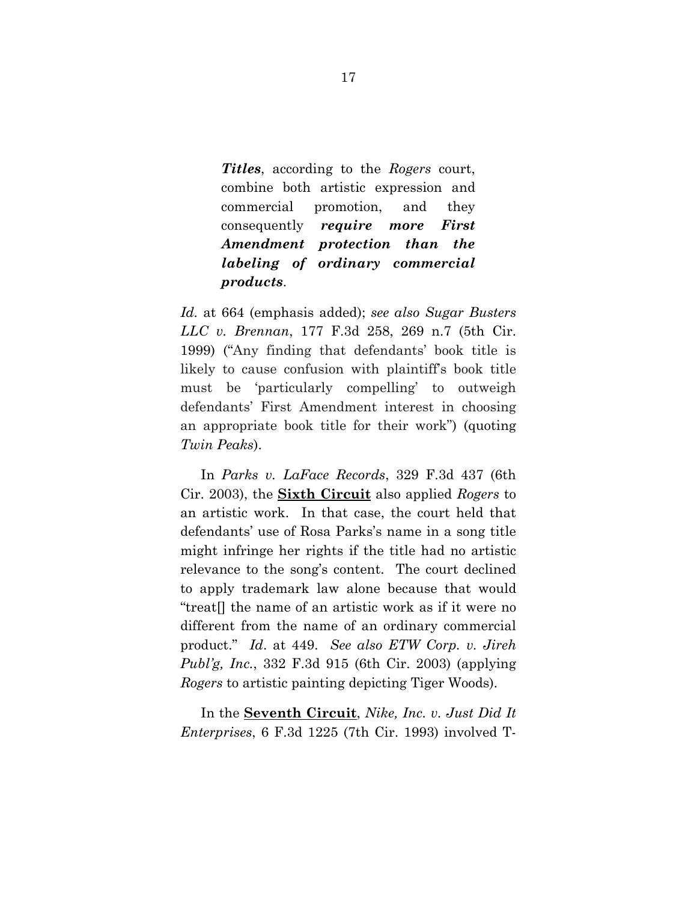> ***Titles***, according to the *Rogers* court, combine both artistic expression and commercial promotion, and they consequently ***require more First Amendment protection than the labeling of ordinary commercial products***.

*Id.* at 664 (emphasis added); *see also Sugar Busters LLC v. Brennan*, 177 F.3d 258, 269 n.7 (5th Cir. 1999) ("Any finding that defendants' book title is likely to cause confusion with plaintiff's book title must be 'particularly compelling' to outweigh defendants' First Amendment interest in choosing an appropriate book title for their work") (quoting *Twin Peaks*).

In *Parks v. LaFace Records*, 329 F.3d 437 (6th Cir. 2003), the **Sixth Circuit** also applied *Rogers* to an artistic work. In that case, the court held that defendants' use of Rosa Parks's name in a song title might infringe her rights if the title had no artistic relevance to the song's content. The court declined to apply trademark law alone because that would "treat[] the name of an artistic work as if it were no different from the name of an ordinary commercial product." *Id*. at 449. *See also ETW Corp. v. Jireh Publ'g, Inc.*, 332 F.3d 915 (6th Cir. 2003) (applying *Rogers* to artistic painting depicting Tiger Woods).

In the **Seventh Circuit**, *Nike, Inc. v. Just Did It Enterprises*, 6 F.3d 1225 (7th Cir. 1993) involved T-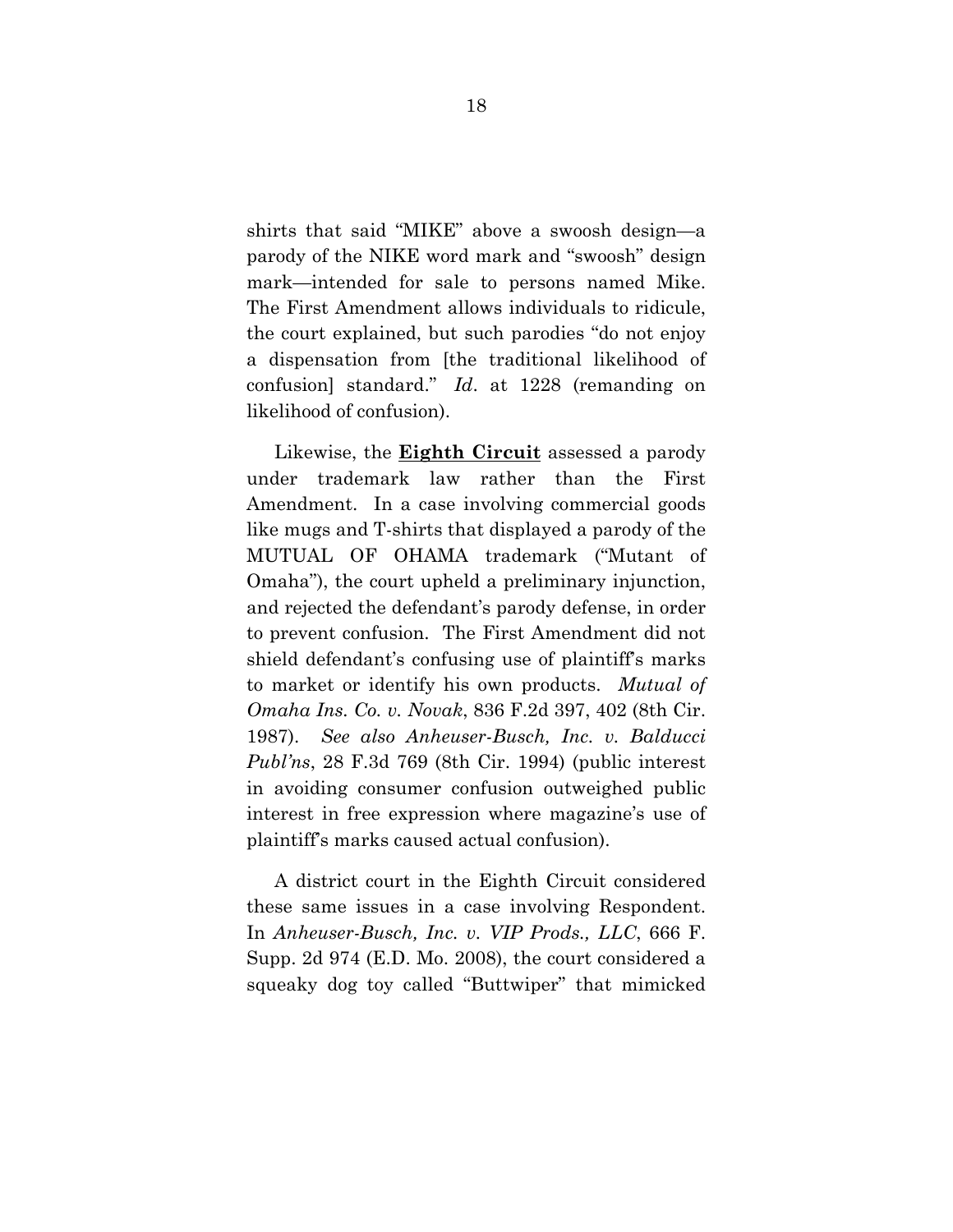shirts that said "MIKE" above a swoosh design—a parody of the NIKE word mark and "swoosh" design mark—intended for sale to persons named Mike. The First Amendment allows individuals to ridicule, the court explained, but such parodies "do not enjoy a dispensation from [the traditional likelihood of confusion] standard." *Id*. at 1228 (remanding on likelihood of confusion).

Likewise, the **Eighth Circuit** assessed a parody under trademark law rather than the First Amendment. In a case involving commercial goods like mugs and T-shirts that displayed a parody of the MUTUAL OF OHAMA trademark ("Mutant of Omaha"), the court upheld a preliminary injunction, and rejected the defendant's parody defense, in order to prevent confusion. The First Amendment did not shield defendant's confusing use of plaintiff's marks to market or identify his own products. *Mutual of Omaha Ins. Co. v. Novak*, 836 F.2d 397, 402 (8th Cir. 1987). *See also Anheuser-Busch, Inc. v. Balducci Publ'ns*, 28 F.3d 769 (8th Cir. 1994) (public interest in avoiding consumer confusion outweighed public interest in free expression where magazine's use of plaintiff's marks caused actual confusion).

A district court in the Eighth Circuit considered these same issues in a case involving Respondent. In *Anheuser-Busch, Inc. v. VIP Prods., LLC*, 666 F. Supp. 2d 974 (E.D. Mo. 2008), the court considered a squeaky dog toy called "Buttwiper" that mimicked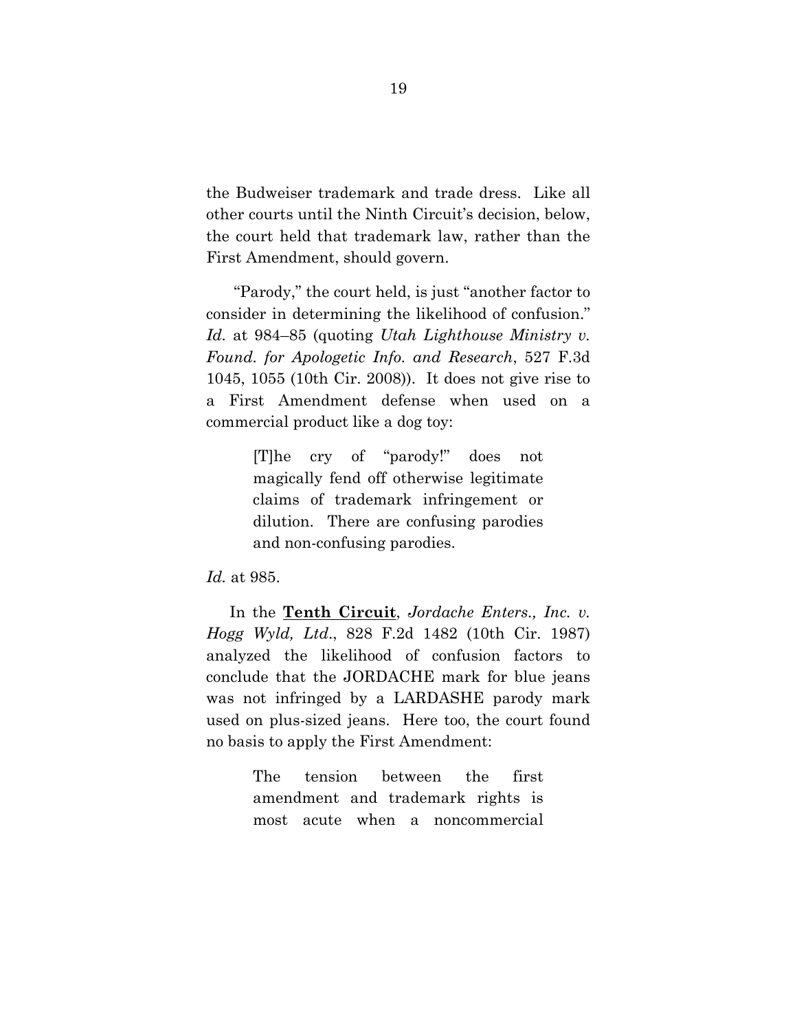the Budweiser trademark and trade dress. Like all other courts until the Ninth Circuit's decision, below, the court held that trademark law, rather than the First Amendment, should govern.

"Parody," the court held, is just "another factor to consider in determining the likelihood of confusion." *Id.* at 984–85 (quoting *Utah Lighthouse Ministry v. Found. for Apologetic Info. and Research*, 527 F.3d 1045, 1055 (10th Cir. 2008)). It does not give rise to a First Amendment defense when used on a commercial product like a dog toy:

> [T]he cry of "parody!" does not magically fend off otherwise legitimate claims of trademark infringement or dilution. There are confusing parodies and non-confusing parodies.

*Id.* at 985.

In the <u>**Tenth Circuit**</u>, *Jordache Enters., Inc. v. Hogg Wyld, Ltd.*, 828 F.2d 1482 (10th Cir. 1987) analyzed the likelihood of confusion factors to conclude that the JORDACHE mark for blue jeans was not infringed by a LARDASHE parody mark used on plus-sized jeans. Here too, the court found no basis to apply the First Amendment:

> The tension between the first amendment and trademark rights is most acute when a noncommercial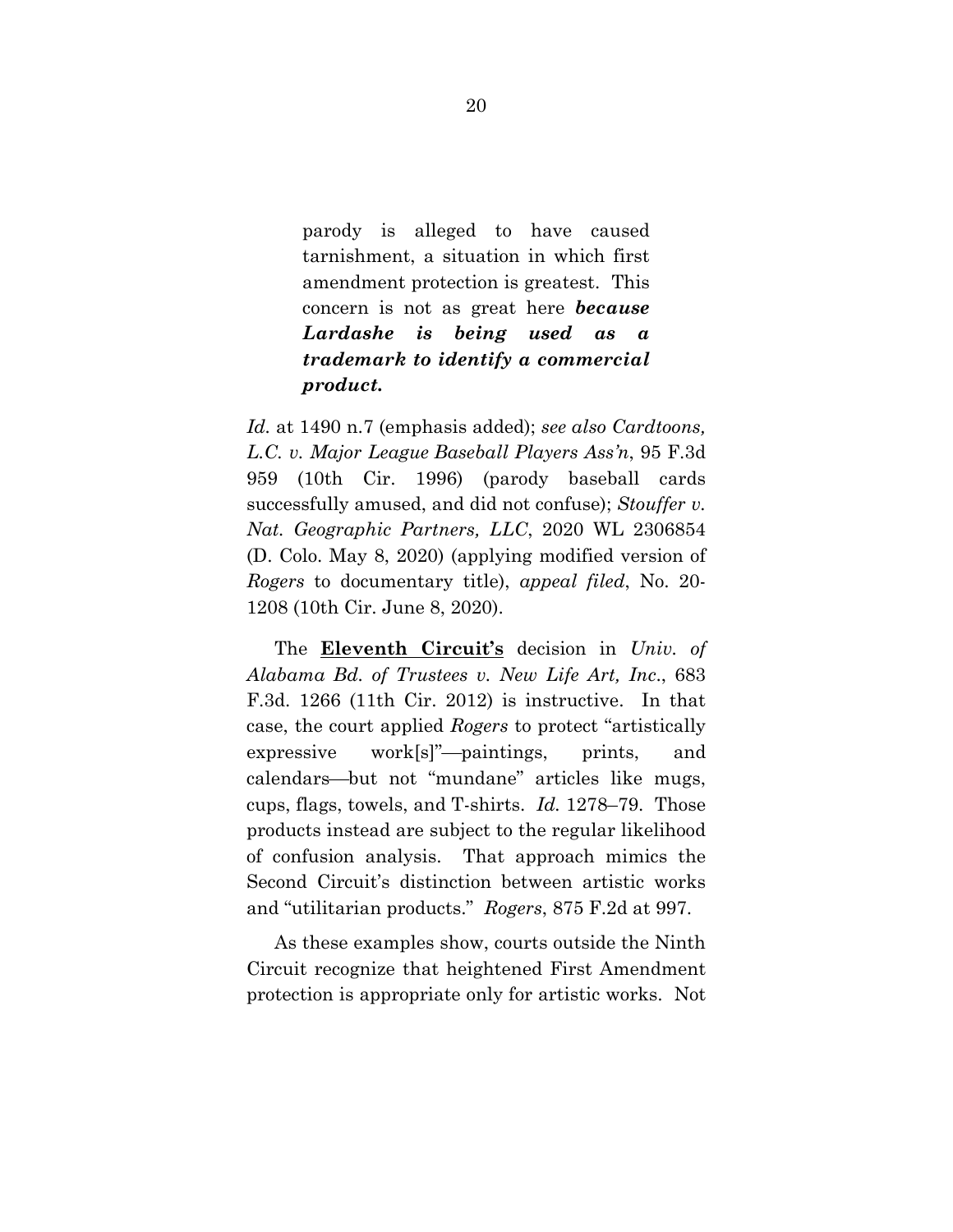> parody is alleged to have caused tarnishment, a situation in which first amendment protection is greatest. This concern is not as great here ***because Lardashe is being used as a trademark to identify a commercial product.***

*Id.* at 1490 n.7 (emphasis added); *see also Cardtoons, L.C. v. Major League Baseball Players Ass'n*, 95 F.3d 959 (10th Cir. 1996) (parody baseball cards successfully amused, and did not confuse); *Stouffer v. Nat. Geographic Partners, LLC*, 2020 WL 2306854 (D. Colo. May 8, 2020) (applying modified version of *Rogers* to documentary title), *appeal filed*, No. 20-1208 (10th Cir. June 8, 2020).

The **Eleventh Circuit's** decision in *Univ. of Alabama Bd. of Trustees v. New Life Art, Inc.*, 683 F.3d. 1266 (11th Cir. 2012) is instructive. In that case, the court applied *Rogers* to protect "artistically expressive work[s]"—paintings, prints, and calendars—but not "mundane" articles like mugs, cups, flags, towels, and T-shirts. *Id.* 1278–79. Those products instead are subject to the regular likelihood of confusion analysis. That approach mimics the Second Circuit's distinction between artistic works and "utilitarian products." *Rogers*, 875 F.2d at 997.

As these examples show, courts outside the Ninth Circuit recognize that heightened First Amendment protection is appropriate only for artistic works. Not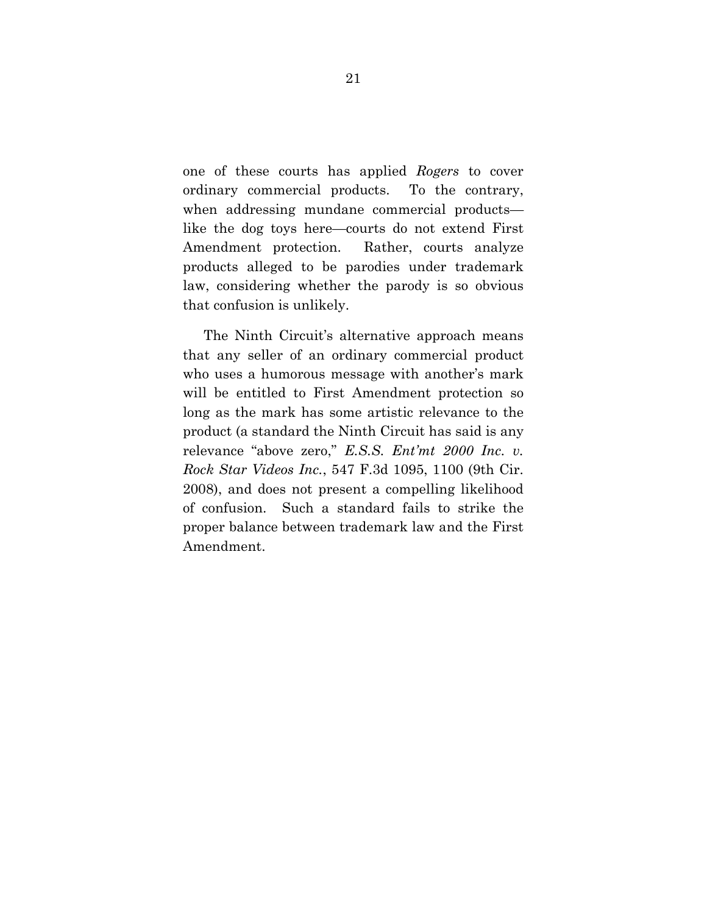one of these courts has applied *Rogers* to cover ordinary commercial products. To the contrary, when addressing mundane commercial products—like the dog toys here—courts do not extend First Amendment protection. Rather, courts analyze products alleged to be parodies under trademark law, considering whether the parody is so obvious that confusion is unlikely.

The Ninth Circuit's alternative approach means that any seller of an ordinary commercial product who uses a humorous message with another's mark will be entitled to First Amendment protection so long as the mark has some artistic relevance to the product (a standard the Ninth Circuit has said is any relevance "above zero," *E.S.S. Ent'mt 2000 Inc. v. Rock Star Videos Inc.*, 547 F.3d 1095, 1100 (9th Cir. 2008), and does not present a compelling likelihood of confusion. Such a standard fails to strike the proper balance between trademark law and the First Amendment.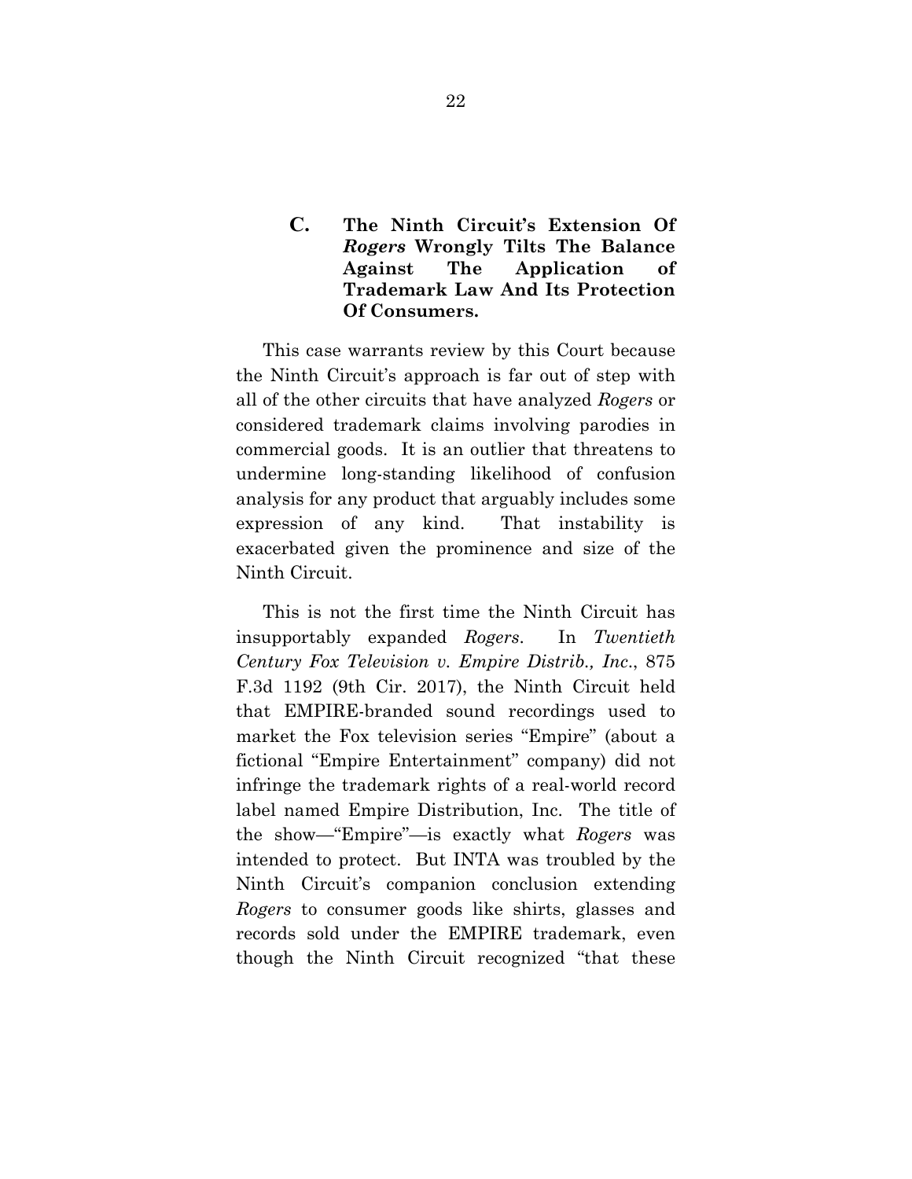### C. The Ninth Circuit's Extension Of *Rogers* Wrongly Tilts The Balance Against The Application of Trademark Law And Its Protection Of Consumers.

This case warrants review by this Court because the Ninth Circuit's approach is far out of step with all of the other circuits that have analyzed *Rogers* or considered trademark claims involving parodies in commercial goods. It is an outlier that threatens to undermine long-standing likelihood of confusion analysis for any product that arguably includes some expression of any kind. That instability is exacerbated given the prominence and size of the Ninth Circuit.

This is not the first time the Ninth Circuit has insupportably expanded *Rogers*. In *Twentieth Century Fox Television v. Empire Distrib., Inc.*, 875 F.3d 1192 (9th Cir. 2017), the Ninth Circuit held that EMPIRE-branded sound recordings used to market the Fox television series "Empire" (about a fictional "Empire Entertainment" company) did not infringe the trademark rights of a real-world record label named Empire Distribution, Inc. The title of the show—"Empire"—is exactly what *Rogers* was intended to protect. But INTA was troubled by the Ninth Circuit's companion conclusion extending *Rogers* to consumer goods like shirts, glasses and records sold under the EMPIRE trademark, even though the Ninth Circuit recognized "that these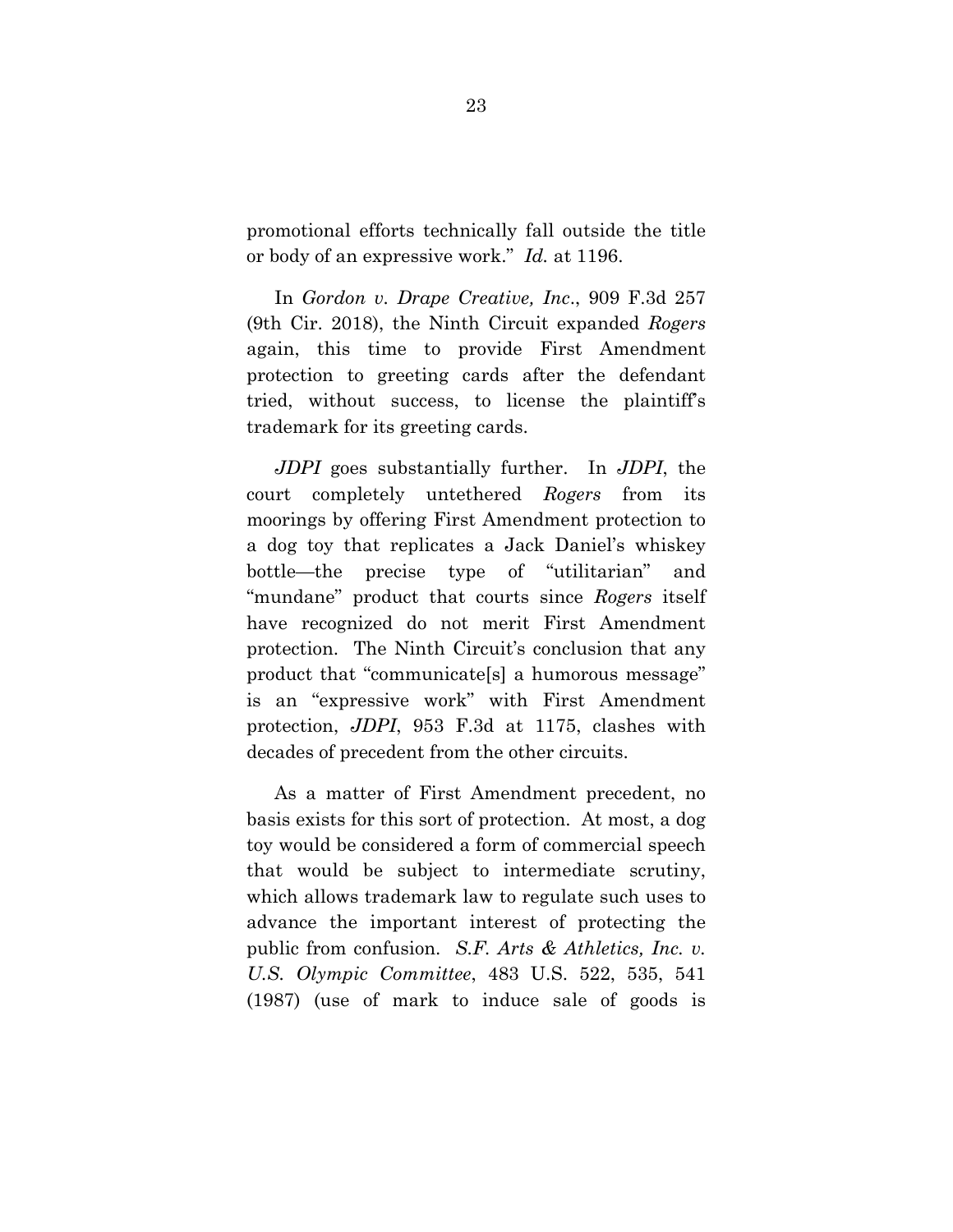promotional efforts technically fall outside the title or body of an expressive work." *Id.* at 1196.

In *Gordon v. Drape Creative, Inc*., 909 F.3d 257 (9th Cir. 2018), the Ninth Circuit expanded *Rogers* again, this time to provide First Amendment protection to greeting cards after the defendant tried, without success, to license the plaintiff's trademark for its greeting cards.

*JDPI* goes substantially further. In *JDPI*, the court completely untethered *Rogers* from its moorings by offering First Amendment protection to a dog toy that replicates a Jack Daniel's whiskey bottle—the precise type of "utilitarian" and "mundane" product that courts since *Rogers* itself have recognized do not merit First Amendment protection. The Ninth Circuit's conclusion that any product that "communicate[s] a humorous message" is an "expressive work" with First Amendment protection, *JDPI*, 953 F.3d at 1175, clashes with decades of precedent from the other circuits.

As a matter of First Amendment precedent, no basis exists for this sort of protection. At most, a dog toy would be considered a form of commercial speech that would be subject to intermediate scrutiny, which allows trademark law to regulate such uses to advance the important interest of protecting the public from confusion. *S.F. Arts & Athletics, Inc. v. U.S. Olympic Committee*, 483 U.S. 522, 535, 541 (1987) (use of mark to induce sale of goods is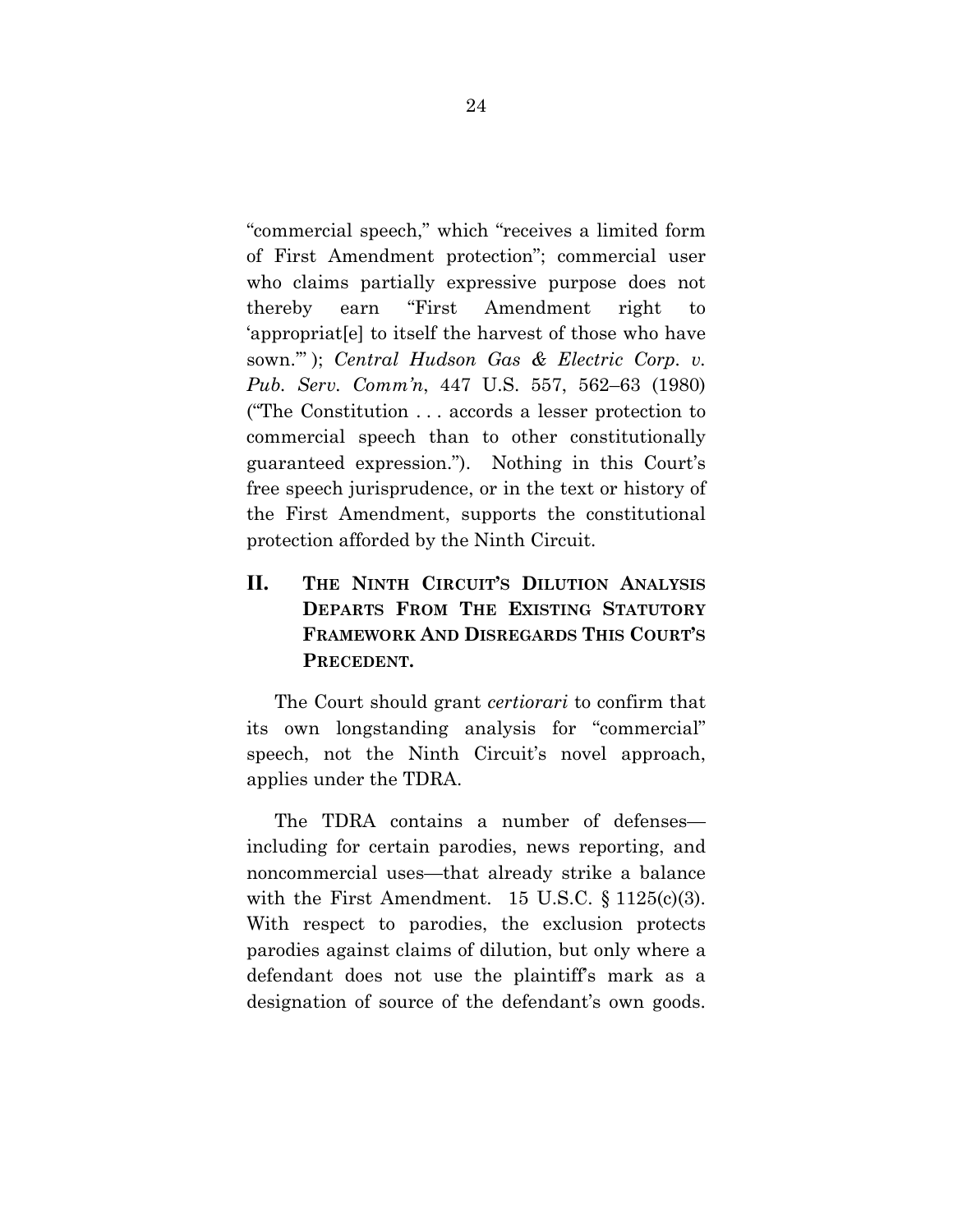"commercial speech," which "receives a limited form of First Amendment protection"; commercial user who claims partially expressive purpose does not thereby earn "First Amendment right to 'appropriat[e] to itself the harvest of those who have sown.'" ); *Central Hudson Gas & Electric Corp. v. Pub. Serv. Comm'n*, 447 U.S. 557, 562–63 (1980) ("The Constitution . . . accords a lesser protection to commercial speech than to other constitutionally guaranteed expression."). Nothing in this Court's free speech jurisprudence, or in the text or history of the First Amendment, supports the constitutional protection afforded by the Ninth Circuit.

## II. THE NINTH CIRCUIT'S DILUTION ANALYSIS DEPARTS FROM THE EXISTING STATUTORY FRAMEWORK AND DISREGARDS THIS COURT'S PRECEDENT.

The Court should grant *certiorari* to confirm that its own longstanding analysis for "commercial" speech, not the Ninth Circuit's novel approach, applies under the TDRA.

The TDRA contains a number of defenses—including for certain parodies, news reporting, and noncommercial uses—that already strike a balance with the First Amendment. 15 U.S.C. § 1125(c)(3). With respect to parodies, the exclusion protects parodies against claims of dilution, but only where a defendant does not use the plaintiff's mark as a designation of source of the defendant's own goods.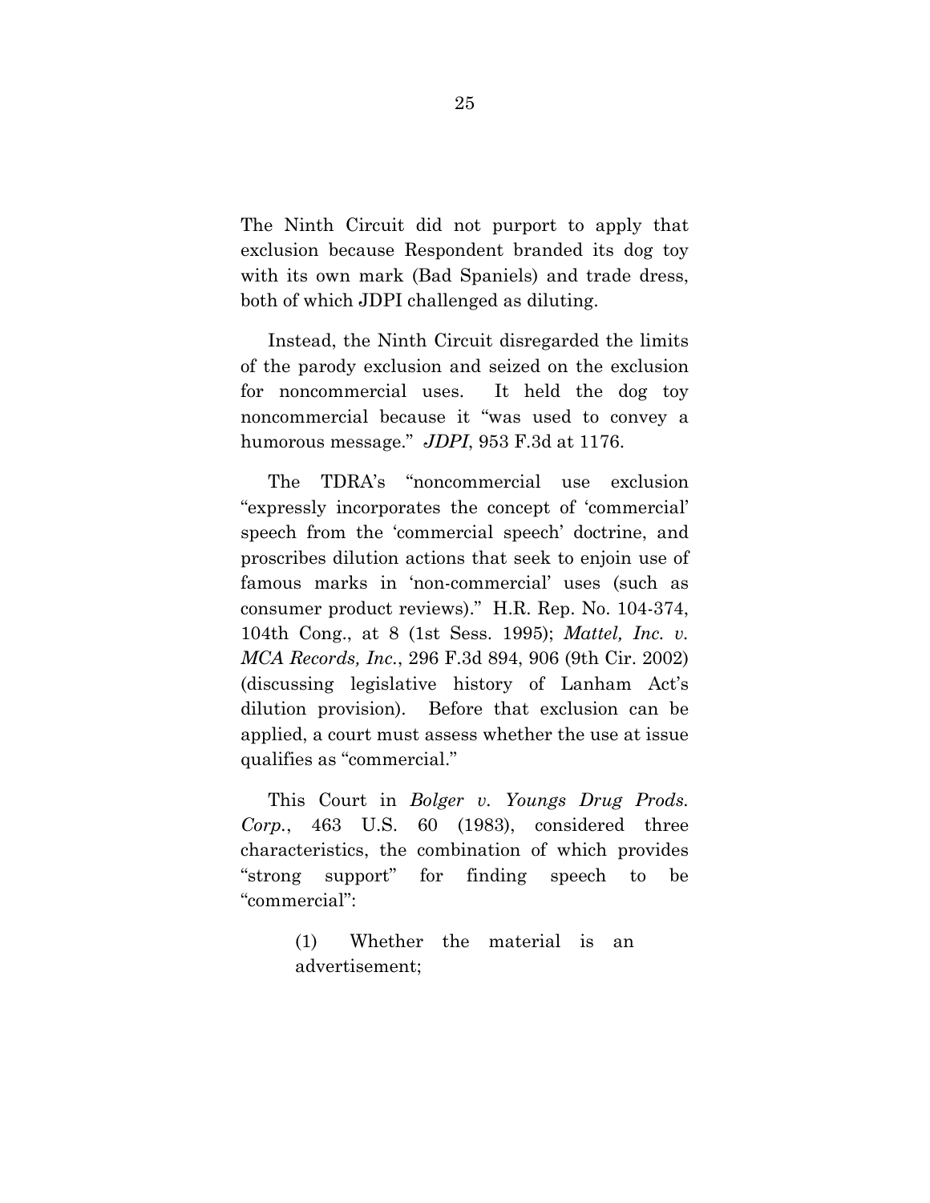The Ninth Circuit did not purport to apply that exclusion because Respondent branded its dog toy with its own mark (Bad Spaniels) and trade dress, both of which JDPI challenged as diluting.

Instead, the Ninth Circuit disregarded the limits of the parody exclusion and seized on the exclusion for noncommercial uses. It held the dog toy noncommercial because it "was used to convey a humorous message." *JDPI*, 953 F.3d at 1176.

The TDRA's "noncommercial use exclusion "expressly incorporates the concept of 'commercial' speech from the 'commercial speech' doctrine, and proscribes dilution actions that seek to enjoin use of famous marks in 'non-commercial' uses (such as consumer product reviews)." H.R. Rep. No. 104-374, 104th Cong., at 8 (1st Sess. 1995); *Mattel, Inc. v. MCA Records, Inc.*, 296 F.3d 894, 906 (9th Cir. 2002) (discussing legislative history of Lanham Act's dilution provision). Before that exclusion can be applied, a court must assess whether the use at issue qualifies as "commercial."

This Court in *Bolger v. Youngs Drug Prods. Corp.*, 463 U.S. 60 (1983), considered three characteristics, the combination of which provides "strong support" for finding speech to be "commercial":

> (1) Whether the material is an advertisement;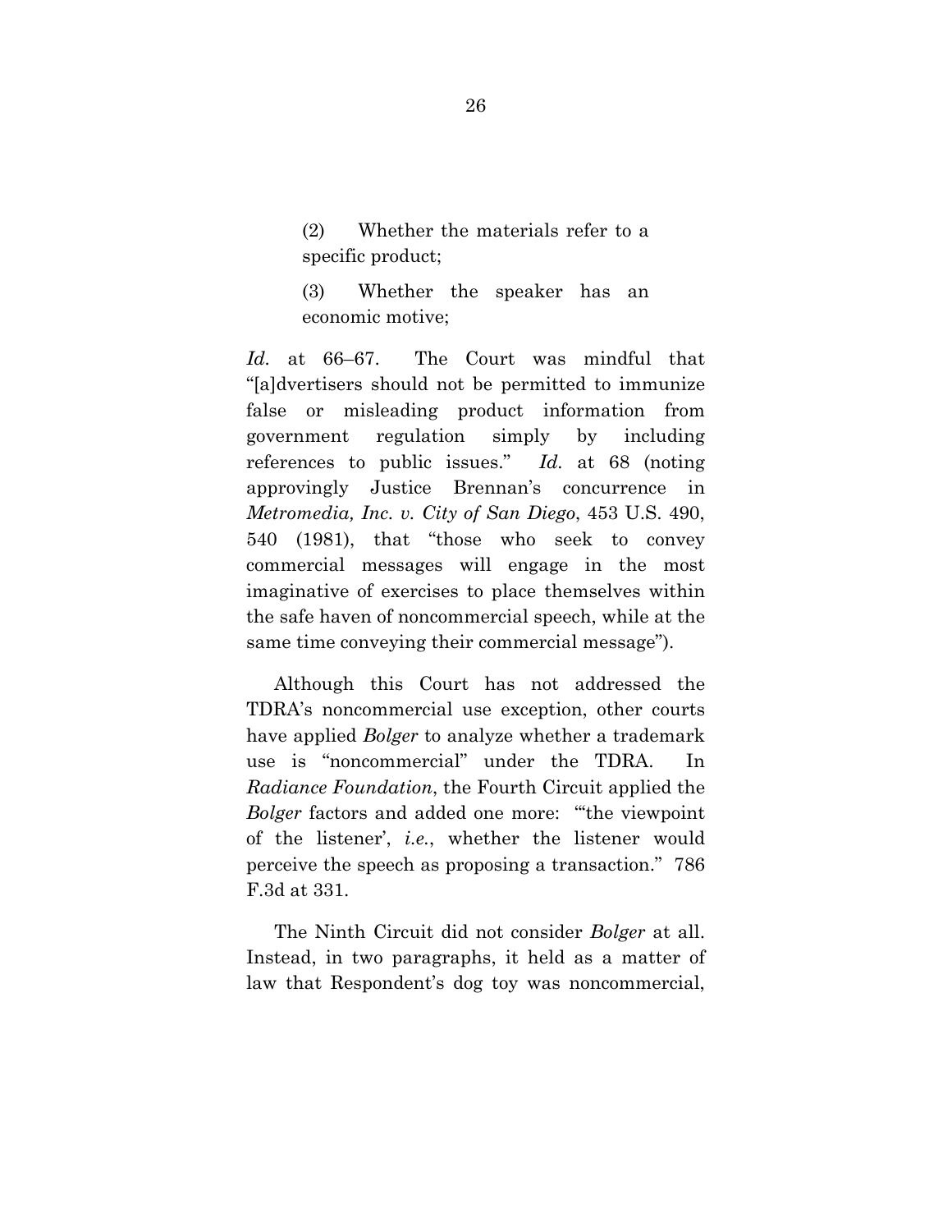> (2) Whether the materials refer to a specific product;
>
> (3) Whether the speaker has an economic motive;

*Id.* at 66–67. The Court was mindful that "[a]dvertisers should not be permitted to immunize false or misleading product information from government regulation simply by including references to public issues." *Id.* at 68 (noting approvingly Justice Brennan's concurrence in *Metromedia, Inc. v. City of San Diego*, 453 U.S. 490, 540 (1981), that "those who seek to convey commercial messages will engage in the most imaginative of exercises to place themselves within the safe haven of noncommercial speech, while at the same time conveying their commercial message").

Although this Court has not addressed the TDRA's noncommercial use exception, other courts have applied *Bolger* to analyze whether a trademark use is "noncommercial" under the TDRA. In *Radiance Foundation*, the Fourth Circuit applied the *Bolger* factors and added one more: "'the viewpoint of the listener', *i.e.*, whether the listener would perceive the speech as proposing a transaction." 786 F.3d at 331.

The Ninth Circuit did not consider *Bolger* at all. Instead, in two paragraphs, it held as a matter of law that Respondent's dog toy was noncommercial,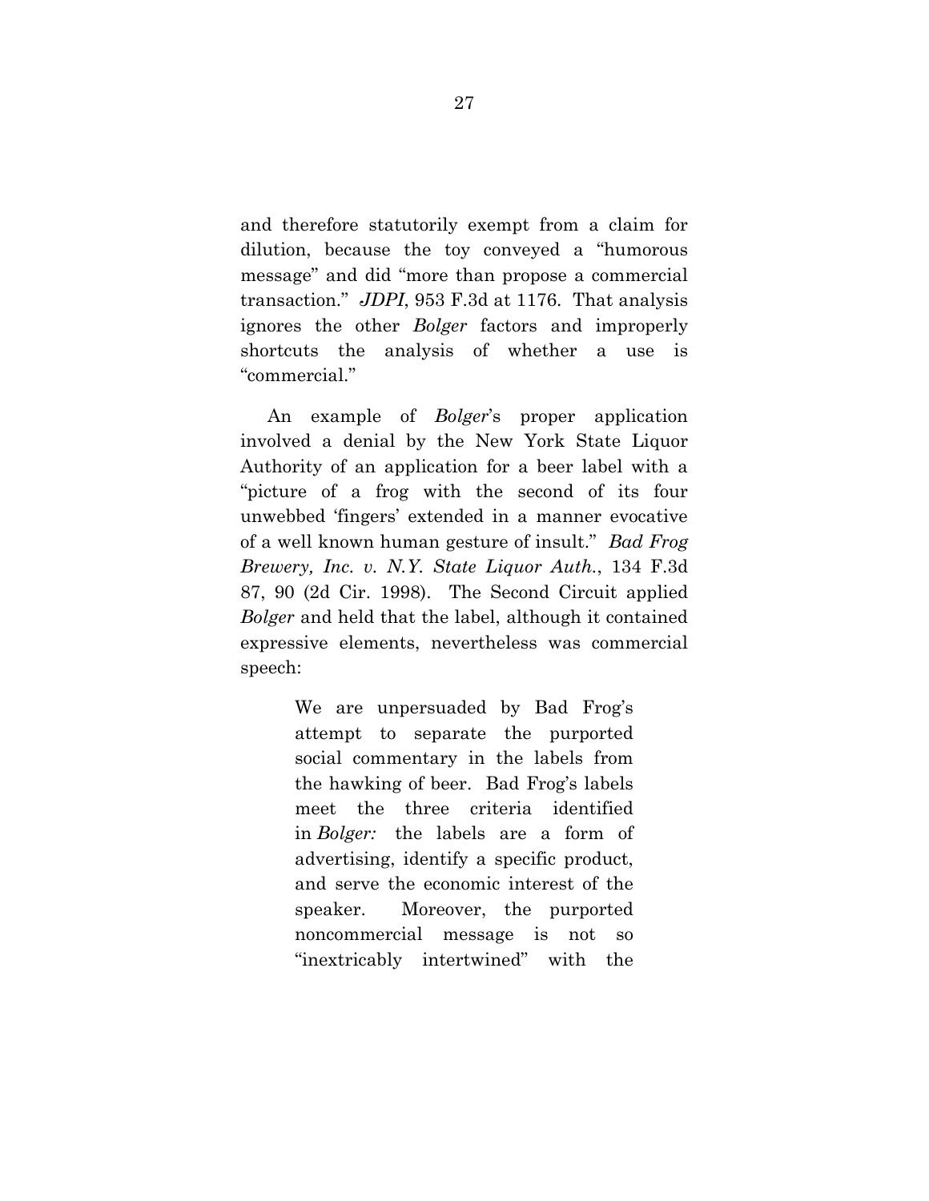and therefore statutorily exempt from a claim for dilution, because the toy conveyed a "humorous message" and did "more than propose a commercial transaction." *JDPI*, 953 F.3d at 1176. That analysis ignores the other *Bolger* factors and improperly shortcuts the analysis of whether a use is "commercial."

An example of *Bolger*'s proper application involved a denial by the New York State Liquor Authority of an application for a beer label with a "picture of a frog with the second of its four unwebbed 'fingers' extended in a manner evocative of a well known human gesture of insult." *Bad Frog Brewery, Inc. v. N.Y. State Liquor Auth.*, 134 F.3d 87, 90 (2d Cir. 1998). The Second Circuit applied *Bolger* and held that the label, although it contained expressive elements, nevertheless was commercial speech:

> We are unpersuaded by Bad Frog's attempt to separate the purported social commentary in the labels from the hawking of beer. Bad Frog's labels meet the three criteria identified in *Bolger:* the labels are a form of advertising, identify a specific product, and serve the economic interest of the speaker. Moreover, the purported noncommercial message is not so "inextricably intertwined" with the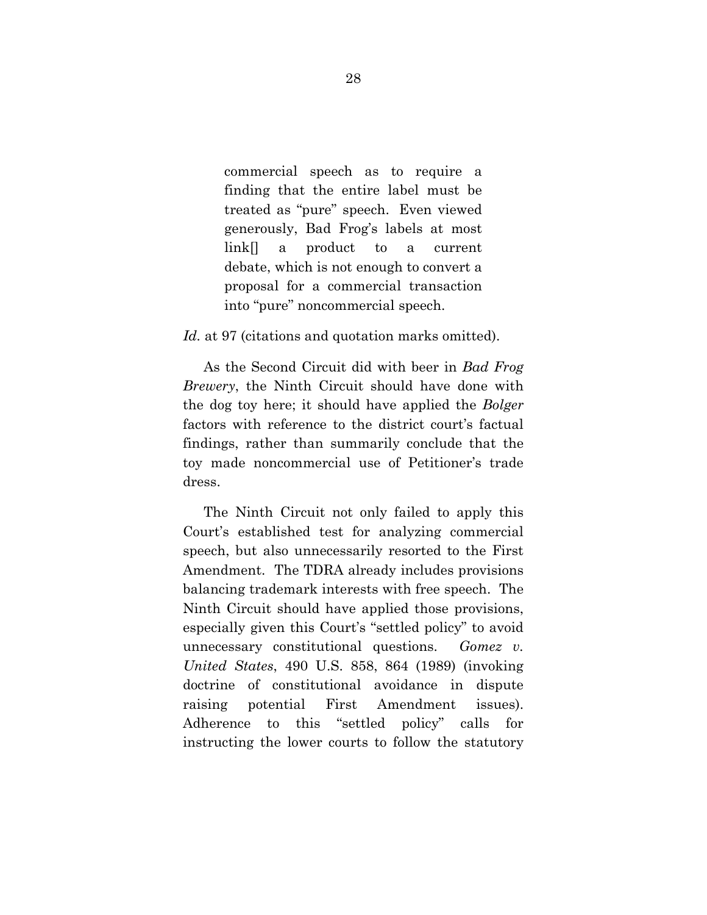> commercial speech as to require a finding that the entire label must be treated as "pure" speech. Even viewed generously, Bad Frog's labels at most link[] a product to a current debate, which is not enough to convert a proposal for a commercial transaction into "pure" noncommercial speech.

*Id.* at 97 (citations and quotation marks omitted).

As the Second Circuit did with beer in *Bad Frog Brewery*, the Ninth Circuit should have done with the dog toy here; it should have applied the *Bolger* factors with reference to the district court's factual findings, rather than summarily conclude that the toy made noncommercial use of Petitioner's trade dress.

The Ninth Circuit not only failed to apply this Court's established test for analyzing commercial speech, but also unnecessarily resorted to the First Amendment. The TDRA already includes provisions balancing trademark interests with free speech. The Ninth Circuit should have applied those provisions, especially given this Court's "settled policy" to avoid unnecessary constitutional questions. *Gomez v. United States*, 490 U.S. 858, 864 (1989) (invoking doctrine of constitutional avoidance in dispute raising potential First Amendment issues). Adherence to this "settled policy" calls for instructing the lower courts to follow the statutory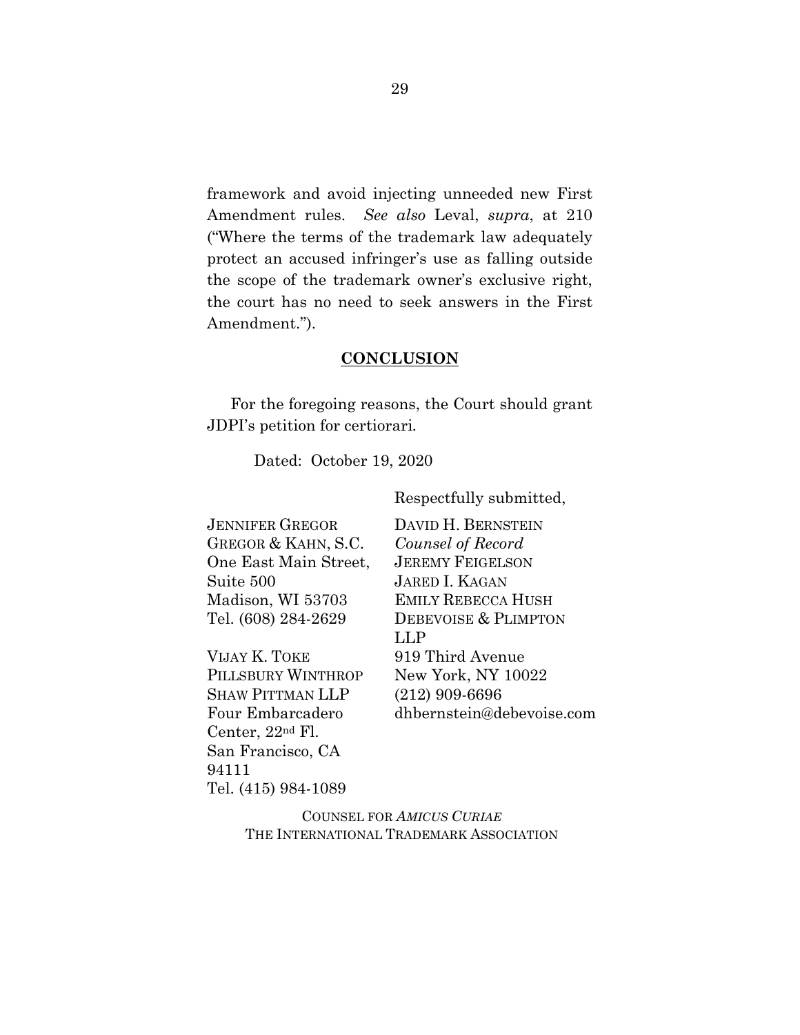framework and avoid injecting unneeded new First Amendment rules. *See also* Leval, *supra*, at 210 ("Where the terms of the trademark law adequately protect an accused infringer's use as falling outside the scope of the trademark owner's exclusive right, the court has no need to seek answers in the First Amendment.").

## CONCLUSION

For the foregoing reasons, the Court should grant JDPI's petition for certiorari.

Dated: October 19, 2020

Respectfully submitted,

JENNIFER GREGOR
GREGOR & KAHN, S.C.
One East Main Street, Suite 500
Madison, WI 53703
Tel. (608) 284-2629

VIJAY K. TOKE
PILLSBURY WINTHROP SHAW PITTMAN LLP
Four Embarcadero Center, 22nd Fl.
San Francisco, CA 94111
Tel. (415) 984-1089

DAVID H. BERNSTEIN
*Counsel of Record*
JEREMY FEIGELSON
JARED I. KAGAN
EMILY REBECCA HUSH
DEBEVOISE & PLIMPTON LLP
919 Third Avenue
New York, NY 10022
(212) 909-6696
dhbernstein@debevoise.com

COUNSEL FOR *AMICUS CURIAE*
THE INTERNATIONAL TRADEMARK ASSOCIATION